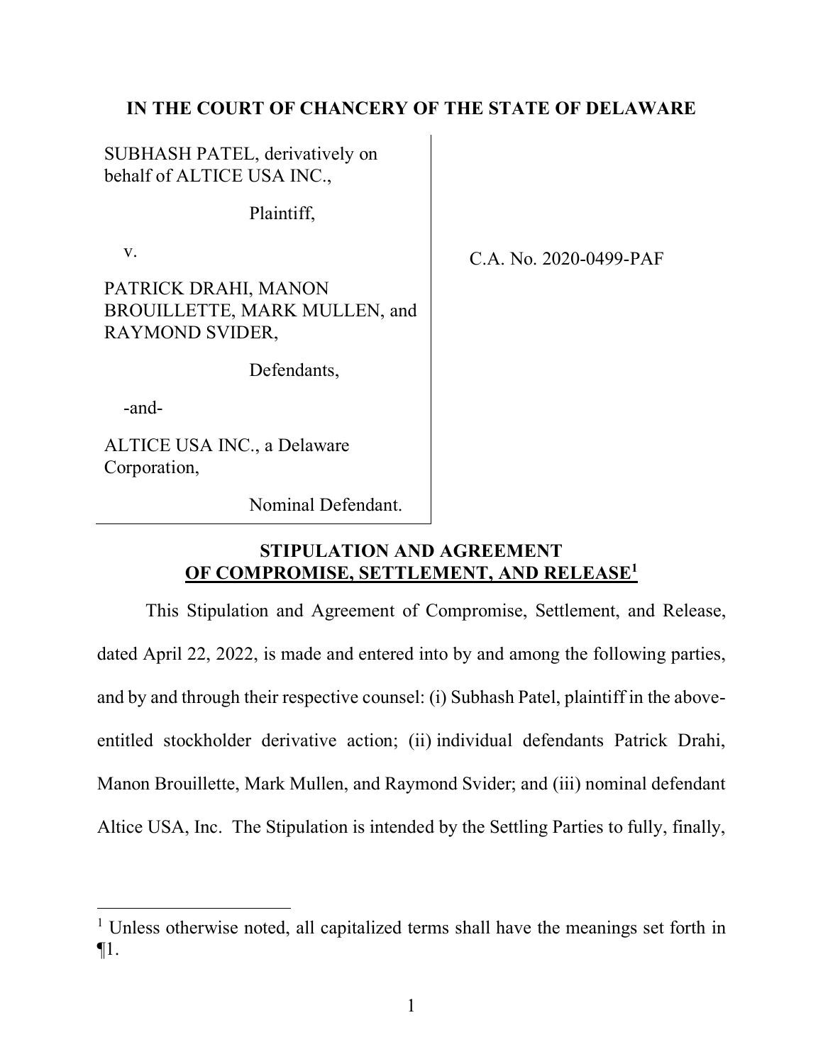**IN THE COURT OF CHANCERY OF THE STATE OF DELAWARE**

| | |
|---|---|
| SUBHASH PATEL, derivatively on behalf of ALTICE USA INC.,<br><br>Plaintiff,<br><br>v.<br><br>PATRICK DRAHI, MANON BROUILLETTE, MARK MULLEN, and RAYMOND SVIDER,<br><br>Defendants,<br><br>-and-<br><br>ALTICE USA INC., a Delaware Corporation,<br><br>Nominal Defendant. | C.A. No. 2020-0499-PAF |

**STIPULATION AND AGREEMENT**
**OF COMPROMISE, SETTLEMENT, AND RELEASE**[1]

This Stipulation and Agreement of Compromise, Settlement, and Release, dated April 22, 2022, is made and entered into by and among the following parties, and by and through their respective counsel: (i) Subhash Patel, plaintiff in the above-entitled stockholder derivative action; (ii) individual defendants Patrick Drahi, Manon Brouillette, Mark Mullen, and Raymond Svider; and (iii) nominal defendant Altice USA, Inc. The Stipulation is intended by the Settling Parties to fully, finally,

[1] Unless otherwise noted, all capitalized terms shall have the meanings set forth in ¶1.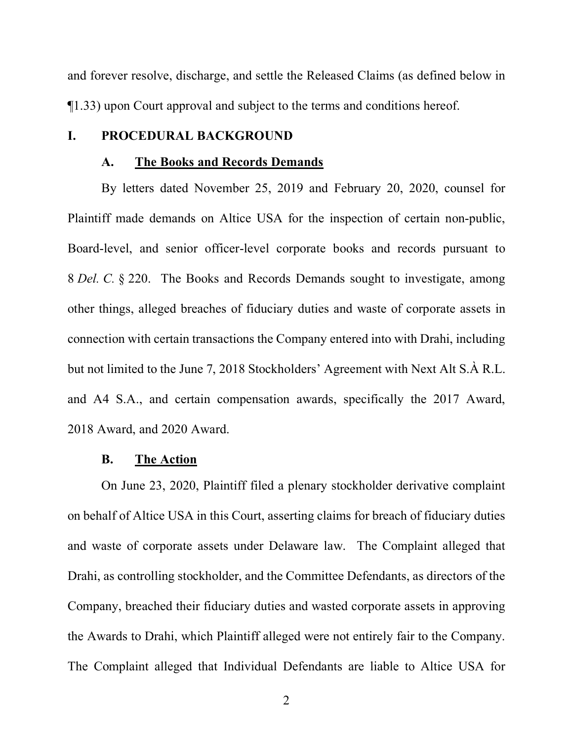and forever resolve, discharge, and settle the Released Claims (as defined below in ¶1.33) upon Court approval and subject to the terms and conditions hereof.

## I. PROCEDURAL BACKGROUND

### A. The Books and Records Demands

By letters dated November 25, 2019 and February 20, 2020, counsel for Plaintiff made demands on Altice USA for the inspection of certain non-public, Board-level, and senior officer-level corporate books and records pursuant to 8 *Del. C.* § 220. The Books and Records Demands sought to investigate, among other things, alleged breaches of fiduciary duties and waste of corporate assets in connection with certain transactions the Company entered into with Drahi, including but not limited to the June 7, 2018 Stockholders' Agreement with Next Alt S.À R.L. and A4 S.A., and certain compensation awards, specifically the 2017 Award, 2018 Award, and 2020 Award.

### B. The Action

On June 23, 2020, Plaintiff filed a plenary stockholder derivative complaint on behalf of Altice USA in this Court, asserting claims for breach of fiduciary duties and waste of corporate assets under Delaware law. The Complaint alleged that Drahi, as controlling stockholder, and the Committee Defendants, as directors of the Company, breached their fiduciary duties and wasted corporate assets in approving the Awards to Drahi, which Plaintiff alleged were not entirely fair to the Company. The Complaint alleged that Individual Defendants are liable to Altice USA for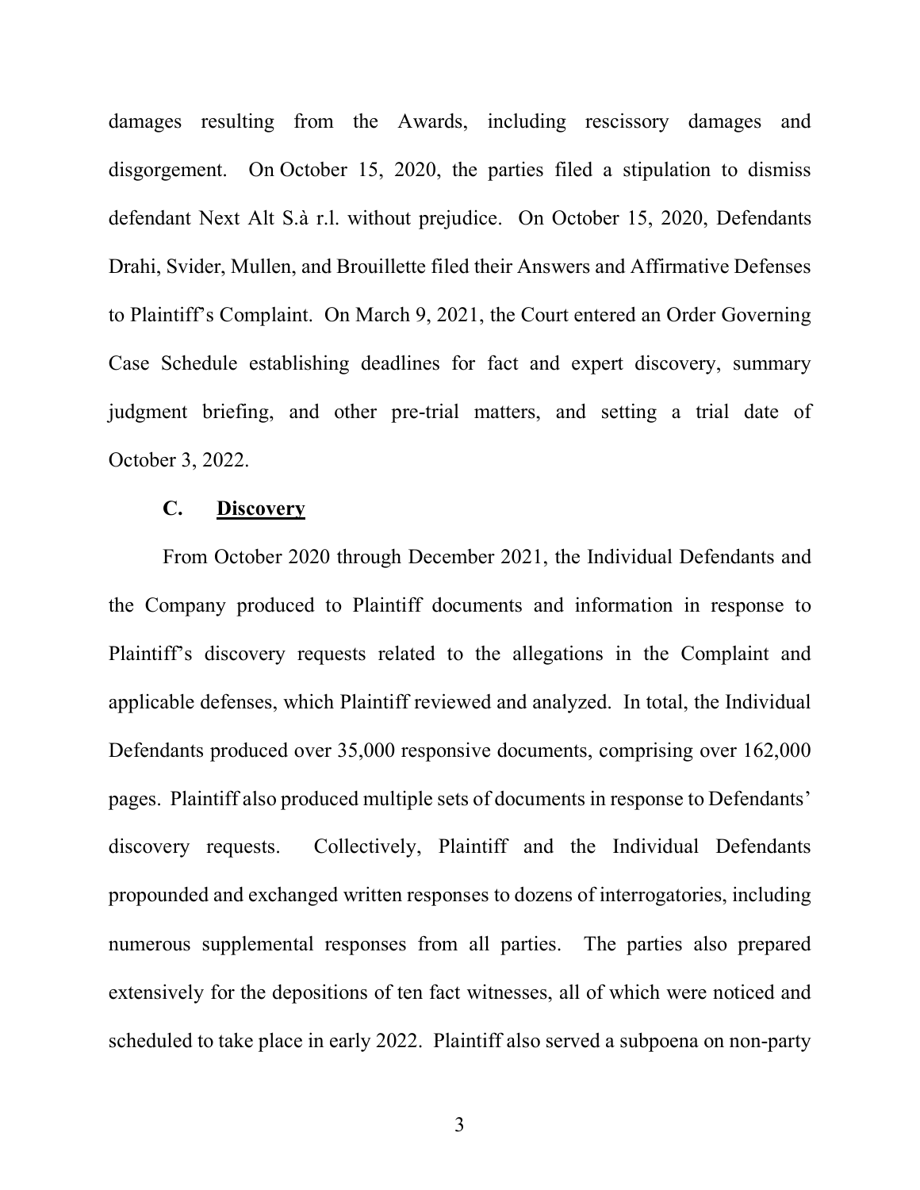damages resulting from the Awards, including rescissory damages and disgorgement. On October 15, 2020, the parties filed a stipulation to dismiss defendant Next Alt S.à r.l. without prejudice. On October 15, 2020, Defendants Drahi, Svider, Mullen, and Brouillette filed their Answers and Affirmative Defenses to Plaintiff's Complaint. On March 9, 2021, the Court entered an Order Governing Case Schedule establishing deadlines for fact and expert discovery, summary judgment briefing, and other pre-trial matters, and setting a trial date of October 3, 2022.

### C. <u>Discovery</u>

From October 2020 through December 2021, the Individual Defendants and the Company produced to Plaintiff documents and information in response to Plaintiff's discovery requests related to the allegations in the Complaint and applicable defenses, which Plaintiff reviewed and analyzed. In total, the Individual Defendants produced over 35,000 responsive documents, comprising over 162,000 pages. Plaintiff also produced multiple sets of documents in response to Defendants' discovery requests. Collectively, Plaintiff and the Individual Defendants propounded and exchanged written responses to dozens of interrogatories, including numerous supplemental responses from all parties. The parties also prepared extensively for the depositions of ten fact witnesses, all of which were noticed and scheduled to take place in early 2022. Plaintiff also served a subpoena on non-party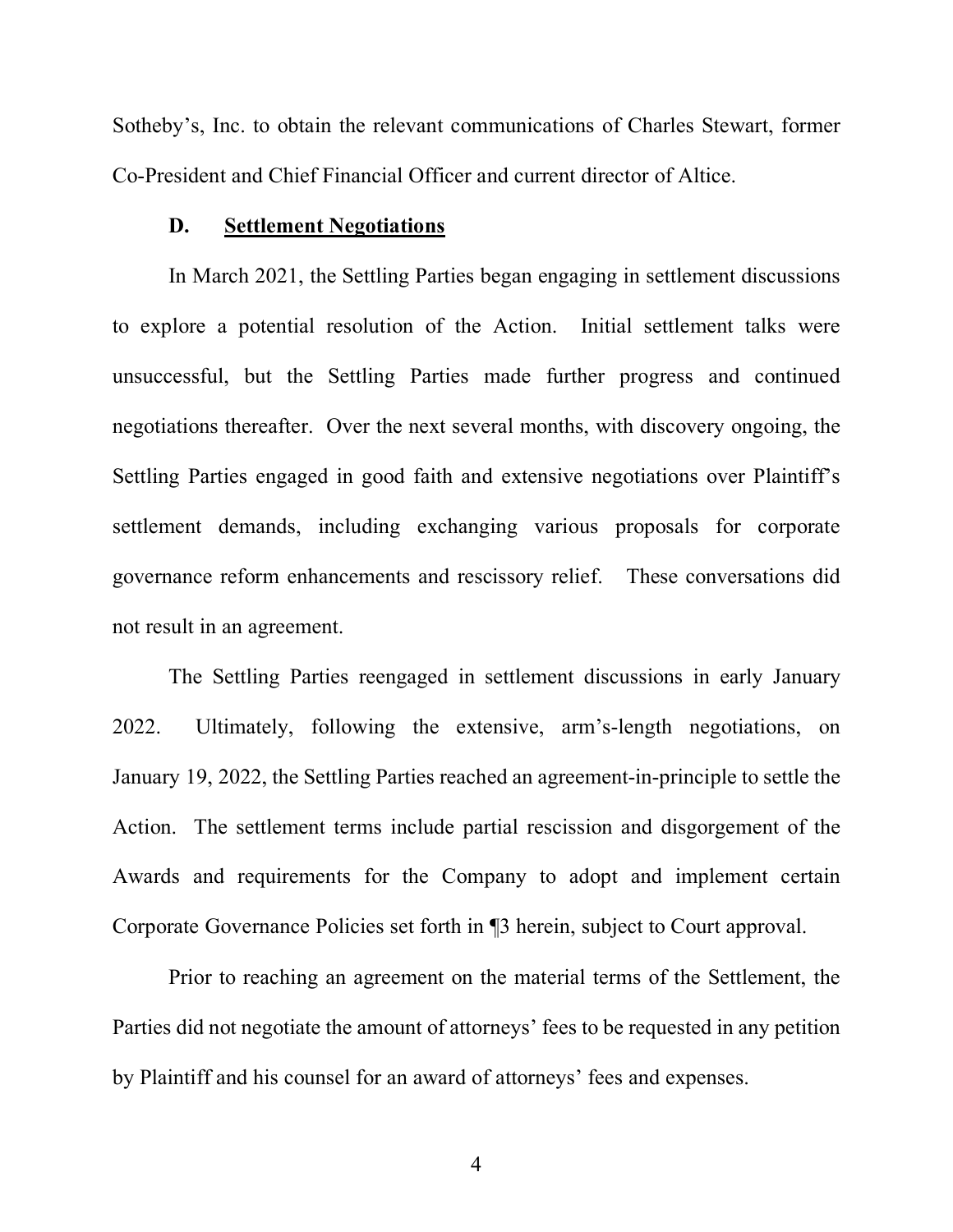Sotheby's, Inc. to obtain the relevant communications of Charles Stewart, former Co-President and Chief Financial Officer and current director of Altice.

### D. Settlement Negotiations

In March 2021, the Settling Parties began engaging in settlement discussions to explore a potential resolution of the Action. Initial settlement talks were unsuccessful, but the Settling Parties made further progress and continued negotiations thereafter. Over the next several months, with discovery ongoing, the Settling Parties engaged in good faith and extensive negotiations over Plaintiff's settlement demands, including exchanging various proposals for corporate governance reform enhancements and rescissory relief. These conversations did not result in an agreement.

The Settling Parties reengaged in settlement discussions in early January 2022. Ultimately, following the extensive, arm's-length negotiations, on January 19, 2022, the Settling Parties reached an agreement-in-principle to settle the Action. The settlement terms include partial rescission and disgorgement of the Awards and requirements for the Company to adopt and implement certain Corporate Governance Policies set forth in ¶3 herein, subject to Court approval.

Prior to reaching an agreement on the material terms of the Settlement, the Parties did not negotiate the amount of attorneys' fees to be requested in any petition by Plaintiff and his counsel for an award of attorneys' fees and expenses.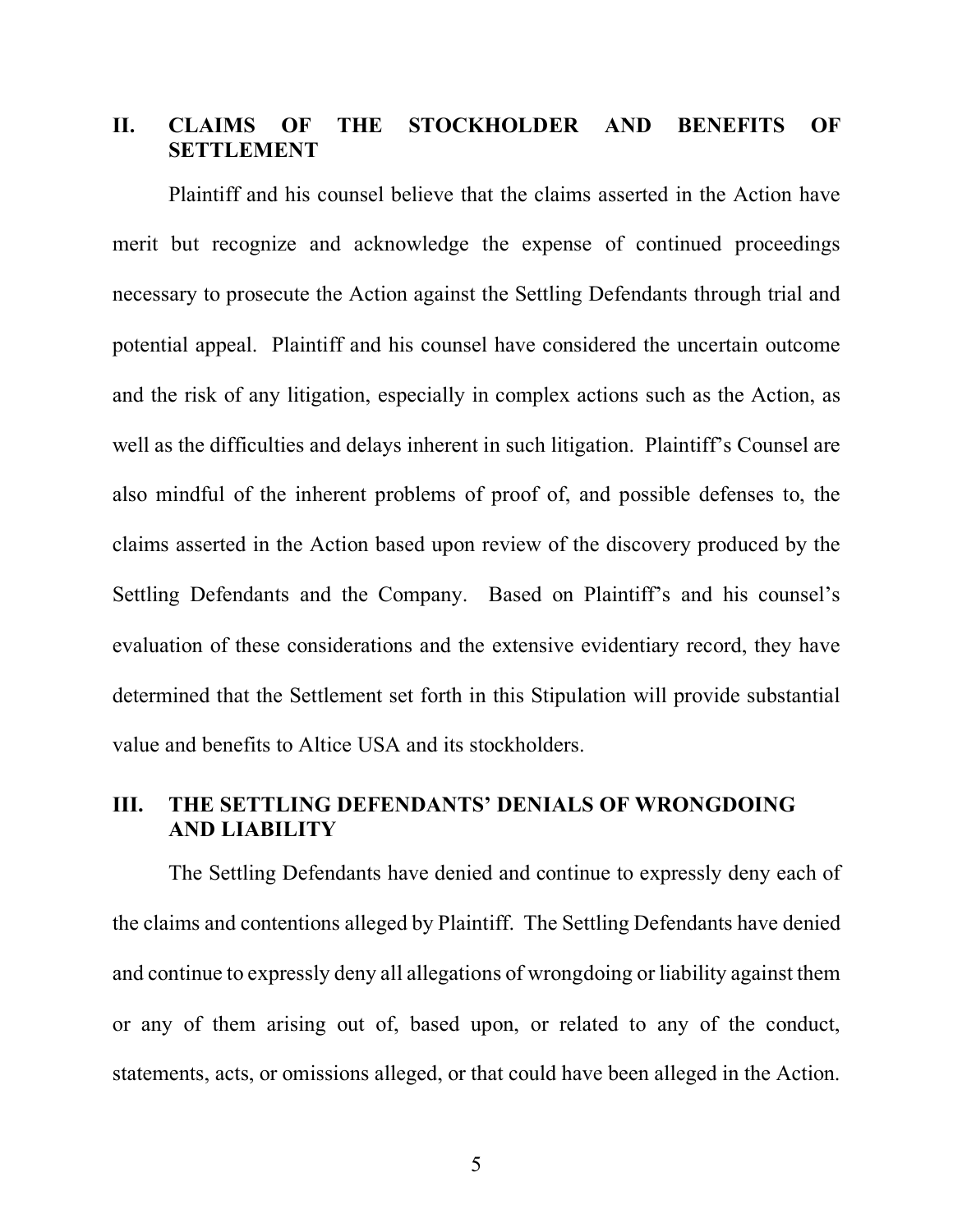## II. CLAIMS OF THE STOCKHOLDER AND BENEFITS OF SETTLEMENT

Plaintiff and his counsel believe that the claims asserted in the Action have merit but recognize and acknowledge the expense of continued proceedings necessary to prosecute the Action against the Settling Defendants through trial and potential appeal. Plaintiff and his counsel have considered the uncertain outcome and the risk of any litigation, especially in complex actions such as the Action, as well as the difficulties and delays inherent in such litigation. Plaintiff's Counsel are also mindful of the inherent problems of proof of, and possible defenses to, the claims asserted in the Action based upon review of the discovery produced by the Settling Defendants and the Company. Based on Plaintiff's and his counsel's evaluation of these considerations and the extensive evidentiary record, they have determined that the Settlement set forth in this Stipulation will provide substantial value and benefits to Altice USA and its stockholders.

## III. THE SETTLING DEFENDANTS' DENIALS OF WRONGDOING AND LIABILITY

The Settling Defendants have denied and continue to expressly deny each of the claims and contentions alleged by Plaintiff. The Settling Defendants have denied and continue to expressly deny all allegations of wrongdoing or liability against them or any of them arising out of, based upon, or related to any of the conduct, statements, acts, or omissions alleged, or that could have been alleged in the Action.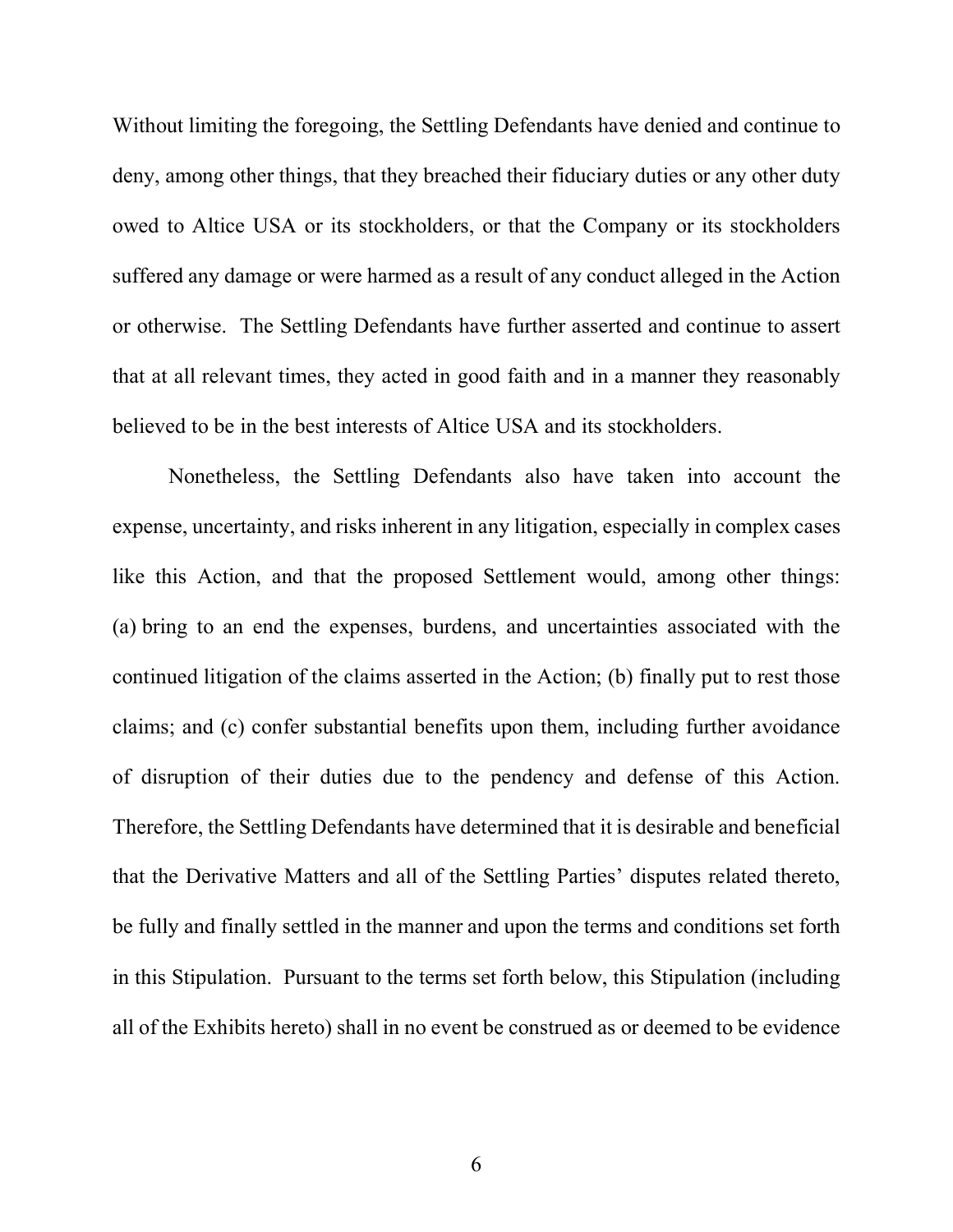Without limiting the foregoing, the Settling Defendants have denied and continue to deny, among other things, that they breached their fiduciary duties or any other duty owed to Altice USA or its stockholders, or that the Company or its stockholders suffered any damage or were harmed as a result of any conduct alleged in the Action or otherwise. The Settling Defendants have further asserted and continue to assert that at all relevant times, they acted in good faith and in a manner they reasonably believed to be in the best interests of Altice USA and its stockholders.

Nonetheless, the Settling Defendants also have taken into account the expense, uncertainty, and risks inherent in any litigation, especially in complex cases like this Action, and that the proposed Settlement would, among other things: (a) bring to an end the expenses, burdens, and uncertainties associated with the continued litigation of the claims asserted in the Action; (b) finally put to rest those claims; and (c) confer substantial benefits upon them, including further avoidance of disruption of their duties due to the pendency and defense of this Action. Therefore, the Settling Defendants have determined that it is desirable and beneficial that the Derivative Matters and all of the Settling Parties' disputes related thereto, be fully and finally settled in the manner and upon the terms and conditions set forth in this Stipulation. Pursuant to the terms set forth below, this Stipulation (including all of the Exhibits hereto) shall in no event be construed as or deemed to be evidence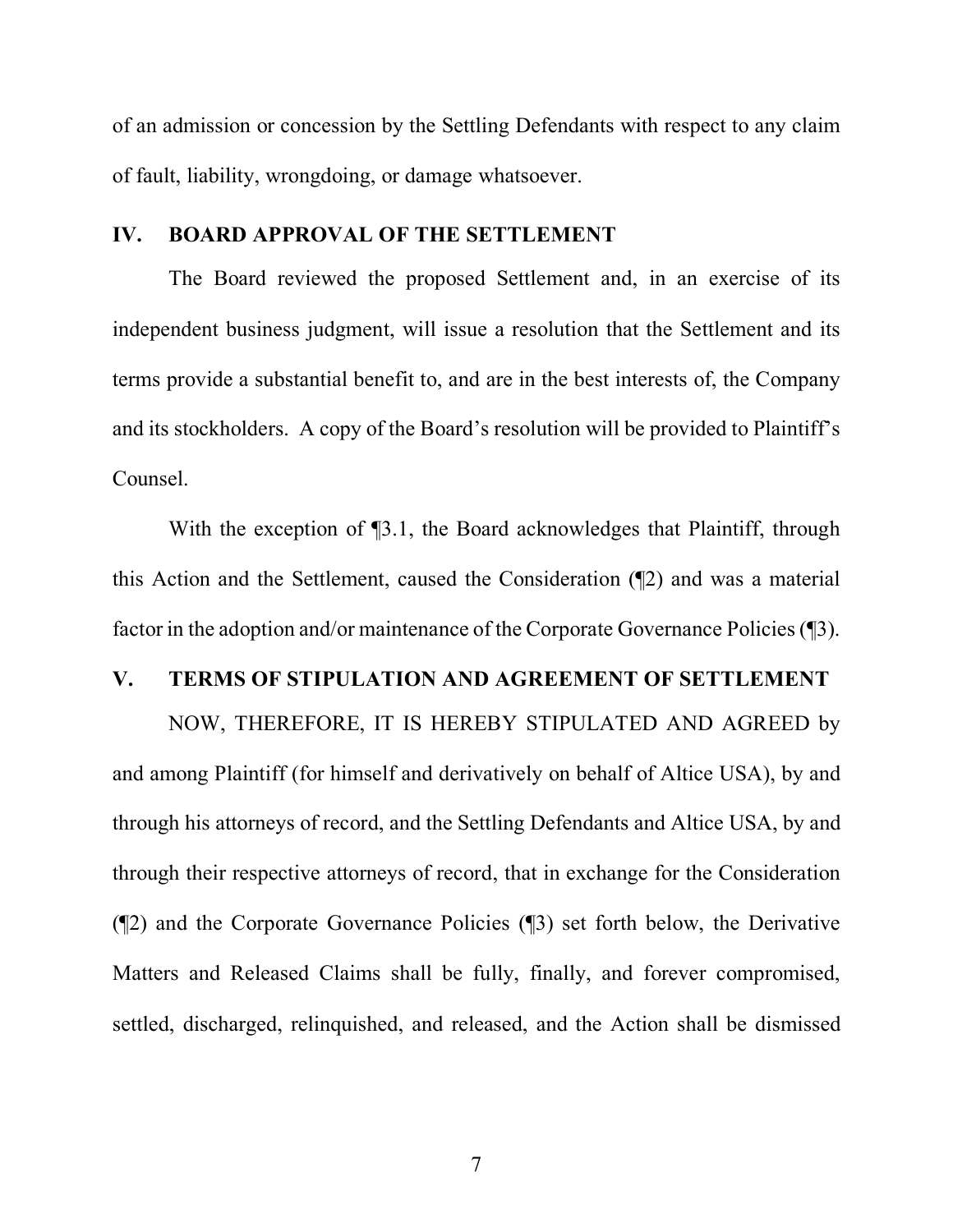of an admission or concession by the Settling Defendants with respect to any claim of fault, liability, wrongdoing, or damage whatsoever.

## IV. BOARD APPROVAL OF THE SETTLEMENT

The Board reviewed the proposed Settlement and, in an exercise of its independent business judgment, will issue a resolution that the Settlement and its terms provide a substantial benefit to, and are in the best interests of, the Company and its stockholders. A copy of the Board's resolution will be provided to Plaintiff's Counsel.

With the exception of ¶3.1, the Board acknowledges that Plaintiff, through this Action and the Settlement, caused the Consideration (¶2) and was a material factor in the adoption and/or maintenance of the Corporate Governance Policies (¶3).

## V. TERMS OF STIPULATION AND AGREEMENT OF SETTLEMENT

NOW, THEREFORE, IT IS HEREBY STIPULATED AND AGREED by and among Plaintiff (for himself and derivatively on behalf of Altice USA), by and through his attorneys of record, and the Settling Defendants and Altice USA, by and through their respective attorneys of record, that in exchange for the Consideration (¶2) and the Corporate Governance Policies (¶3) set forth below, the Derivative Matters and Released Claims shall be fully, finally, and forever compromised, settled, discharged, relinquished, and released, and the Action shall be dismissed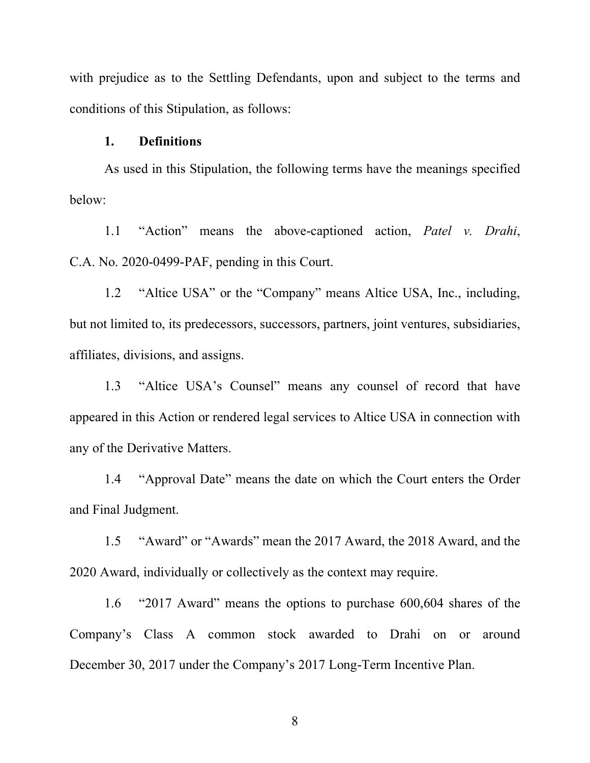with prejudice as to the Settling Defendants, upon and subject to the terms and conditions of this Stipulation, as follows:

## 1. Definitions

As used in this Stipulation, the following terms have the meanings specified below:

1.1 "Action" means the above-captioned action, *Patel v. Drahi*, C.A. No. 2020-0499-PAF, pending in this Court.

1.2 "Altice USA" or the "Company" means Altice USA, Inc., including, but not limited to, its predecessors, successors, partners, joint ventures, subsidiaries, affiliates, divisions, and assigns.

1.3 "Altice USA's Counsel" means any counsel of record that have appeared in this Action or rendered legal services to Altice USA in connection with any of the Derivative Matters.

1.4 "Approval Date" means the date on which the Court enters the Order and Final Judgment.

1.5 "Award" or "Awards" mean the 2017 Award, the 2018 Award, and the 2020 Award, individually or collectively as the context may require.

1.6 "2017 Award" means the options to purchase 600,604 shares of the Company's Class A common stock awarded to Drahi on or around December 30, 2017 under the Company's 2017 Long-Term Incentive Plan.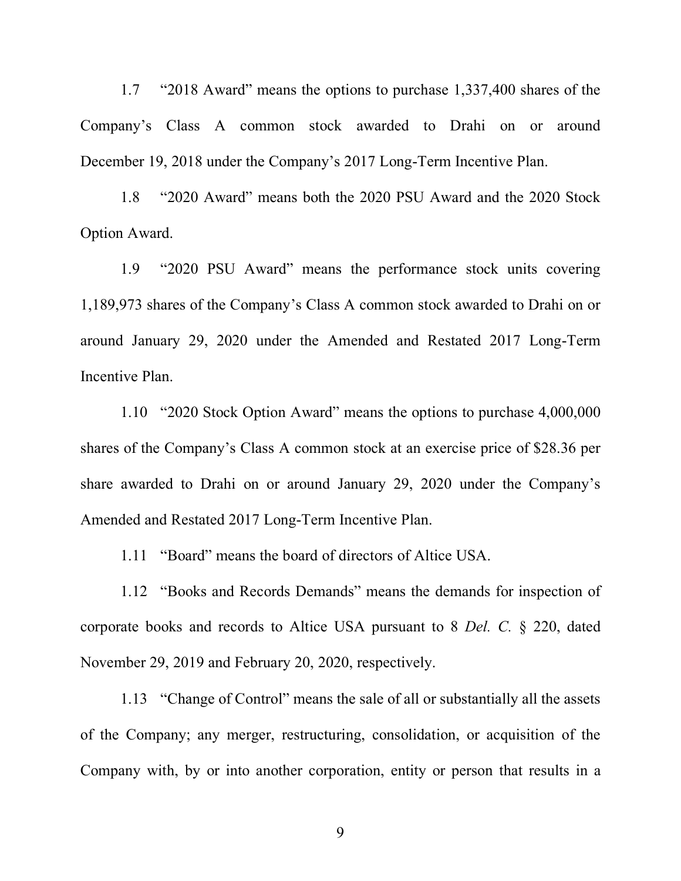1.7 "2018 Award" means the options to purchase 1,337,400 shares of the Company's Class A common stock awarded to Drahi on or around December 19, 2018 under the Company's 2017 Long-Term Incentive Plan.

1.8 "2020 Award" means both the 2020 PSU Award and the 2020 Stock Option Award.

1.9 "2020 PSU Award" means the performance stock units covering 1,189,973 shares of the Company's Class A common stock awarded to Drahi on or around January 29, 2020 under the Amended and Restated 2017 Long-Term Incentive Plan.

1.10 "2020 Stock Option Award" means the options to purchase 4,000,000 shares of the Company's Class A common stock at an exercise price of $28.36 per share awarded to Drahi on or around January 29, 2020 under the Company's Amended and Restated 2017 Long-Term Incentive Plan.

1.11 "Board" means the board of directors of Altice USA.

1.12 "Books and Records Demands" means the demands for inspection of corporate books and records to Altice USA pursuant to 8 *Del. C.* § 220, dated November 29, 2019 and February 20, 2020, respectively.

1.13 "Change of Control" means the sale of all or substantially all the assets of the Company; any merger, restructuring, consolidation, or acquisition of the Company with, by or into another corporation, entity or person that results in a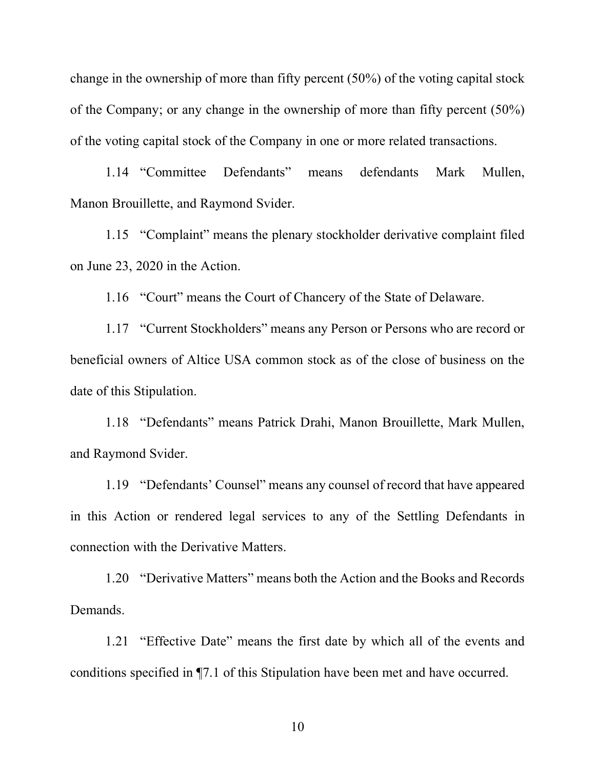change in the ownership of more than fifty percent (50%) of the voting capital stock of the Company; or any change in the ownership of more than fifty percent (50%) of the voting capital stock of the Company in one or more related transactions.

1.14 "Committee Defendants" means defendants Mark Mullen, Manon Brouillette, and Raymond Svider.

1.15 "Complaint" means the plenary stockholder derivative complaint filed on June 23, 2020 in the Action.

1.16 "Court" means the Court of Chancery of the State of Delaware.

1.17 "Current Stockholders" means any Person or Persons who are record or beneficial owners of Altice USA common stock as of the close of business on the date of this Stipulation.

1.18 "Defendants" means Patrick Drahi, Manon Brouillette, Mark Mullen, and Raymond Svider.

1.19 "Defendants' Counsel" means any counsel of record that have appeared in this Action or rendered legal services to any of the Settling Defendants in connection with the Derivative Matters.

1.20 "Derivative Matters" means both the Action and the Books and Records Demands.

1.21 "Effective Date" means the first date by which all of the events and conditions specified in ¶7.1 of this Stipulation have been met and have occurred.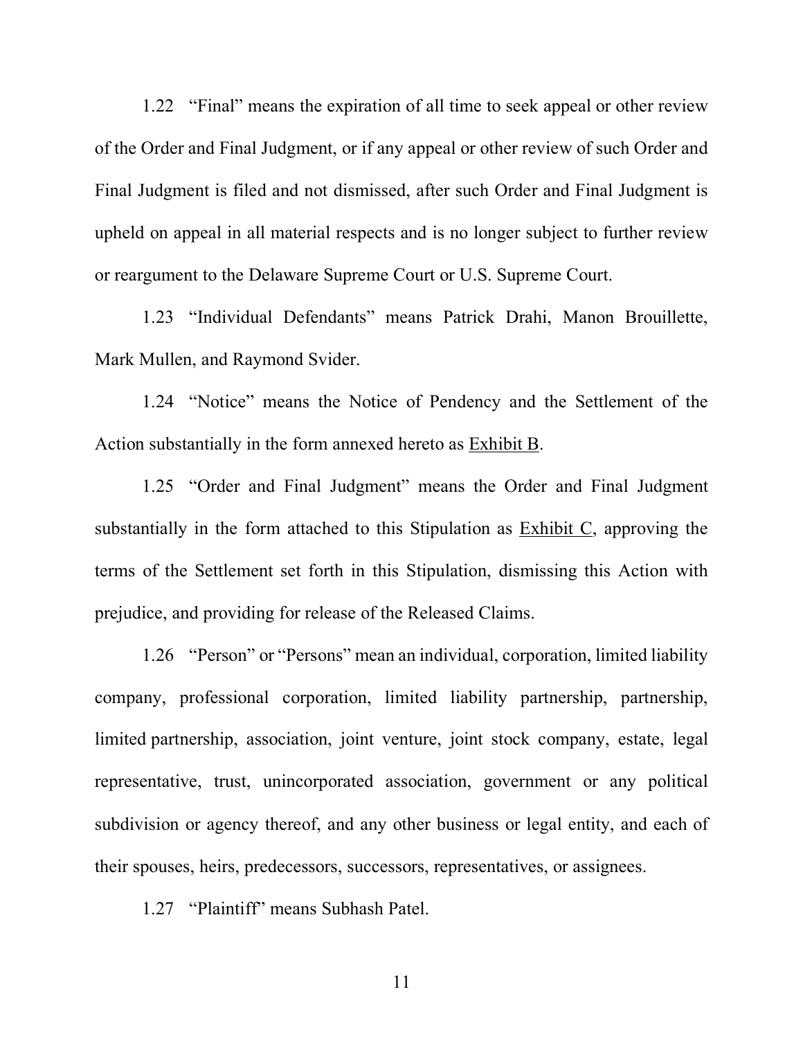1.22 "Final" means the expiration of all time to seek appeal or other review of the Order and Final Judgment, or if any appeal or other review of such Order and Final Judgment is filed and not dismissed, after such Order and Final Judgment is upheld on appeal in all material respects and is no longer subject to further review or reargument to the Delaware Supreme Court or U.S. Supreme Court.

1.23 "Individual Defendants" means Patrick Drahi, Manon Brouillette, Mark Mullen, and Raymond Svider.

1.24 "Notice" means the Notice of Pendency and the Settlement of the Action substantially in the form annexed hereto as Exhibit B.

1.25 "Order and Final Judgment" means the Order and Final Judgment substantially in the form attached to this Stipulation as Exhibit C, approving the terms of the Settlement set forth in this Stipulation, dismissing this Action with prejudice, and providing for release of the Released Claims.

1.26 "Person" or "Persons" mean an individual, corporation, limited liability company, professional corporation, limited liability partnership, partnership, limited partnership, association, joint venture, joint stock company, estate, legal representative, trust, unincorporated association, government or any political subdivision or agency thereof, and any other business or legal entity, and each of their spouses, heirs, predecessors, successors, representatives, or assignees.

1.27 "Plaintiff" means Subhash Patel.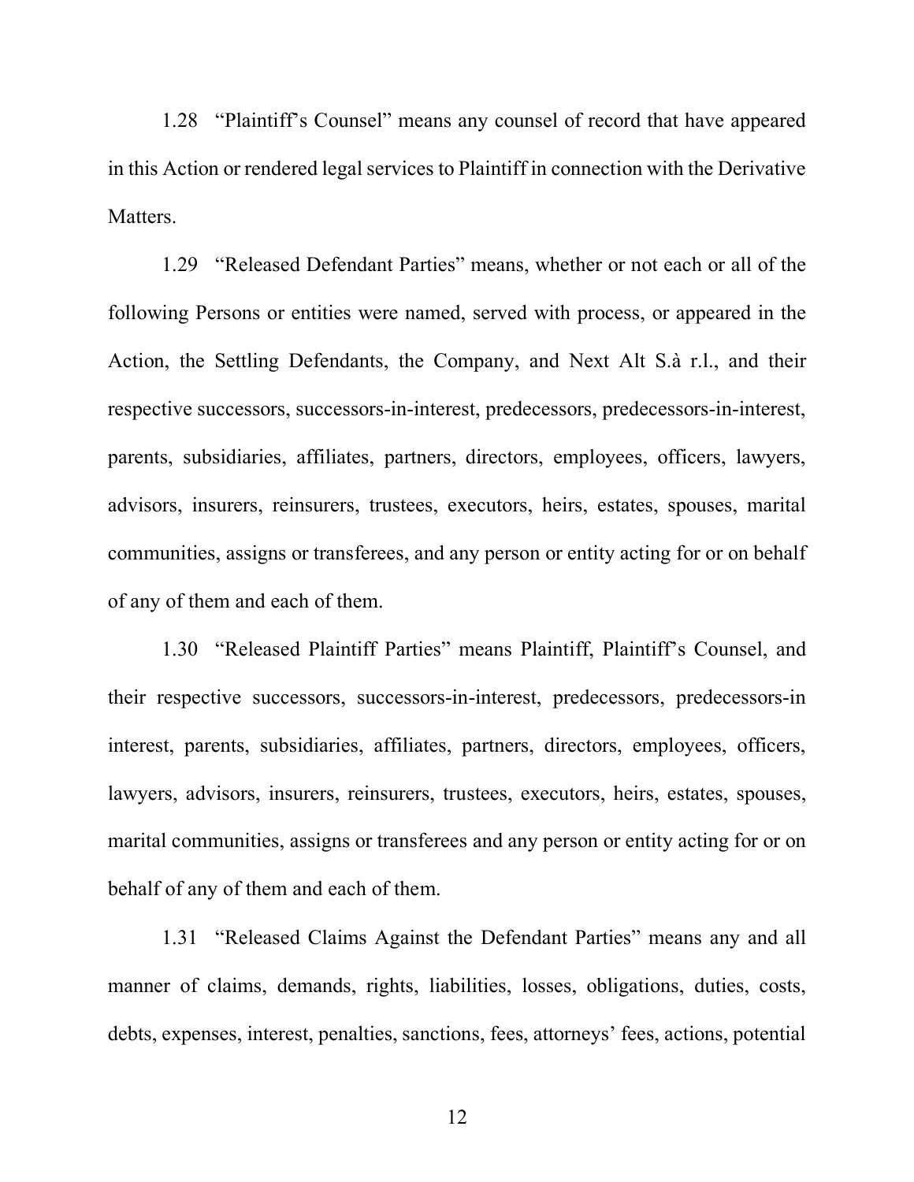1.28 "Plaintiff's Counsel" means any counsel of record that have appeared in this Action or rendered legal services to Plaintiff in connection with the Derivative Matters.

1.29 "Released Defendant Parties" means, whether or not each or all of the following Persons or entities were named, served with process, or appeared in the Action, the Settling Defendants, the Company, and Next Alt S.à r.l., and their respective successors, successors-in-interest, predecessors, predecessors-in-interest, parents, subsidiaries, affiliates, partners, directors, employees, officers, lawyers, advisors, insurers, reinsurers, trustees, executors, heirs, estates, spouses, marital communities, assigns or transferees, and any person or entity acting for or on behalf of any of them and each of them.

1.30 "Released Plaintiff Parties" means Plaintiff, Plaintiff's Counsel, and their respective successors, successors-in-interest, predecessors, predecessors-in interest, parents, subsidiaries, affiliates, partners, directors, employees, officers, lawyers, advisors, insurers, reinsurers, trustees, executors, heirs, estates, spouses, marital communities, assigns or transferees and any person or entity acting for or on behalf of any of them and each of them.

1.31 "Released Claims Against the Defendant Parties" means any and all manner of claims, demands, rights, liabilities, losses, obligations, duties, costs, debts, expenses, interest, penalties, sanctions, fees, attorneys' fees, actions, potential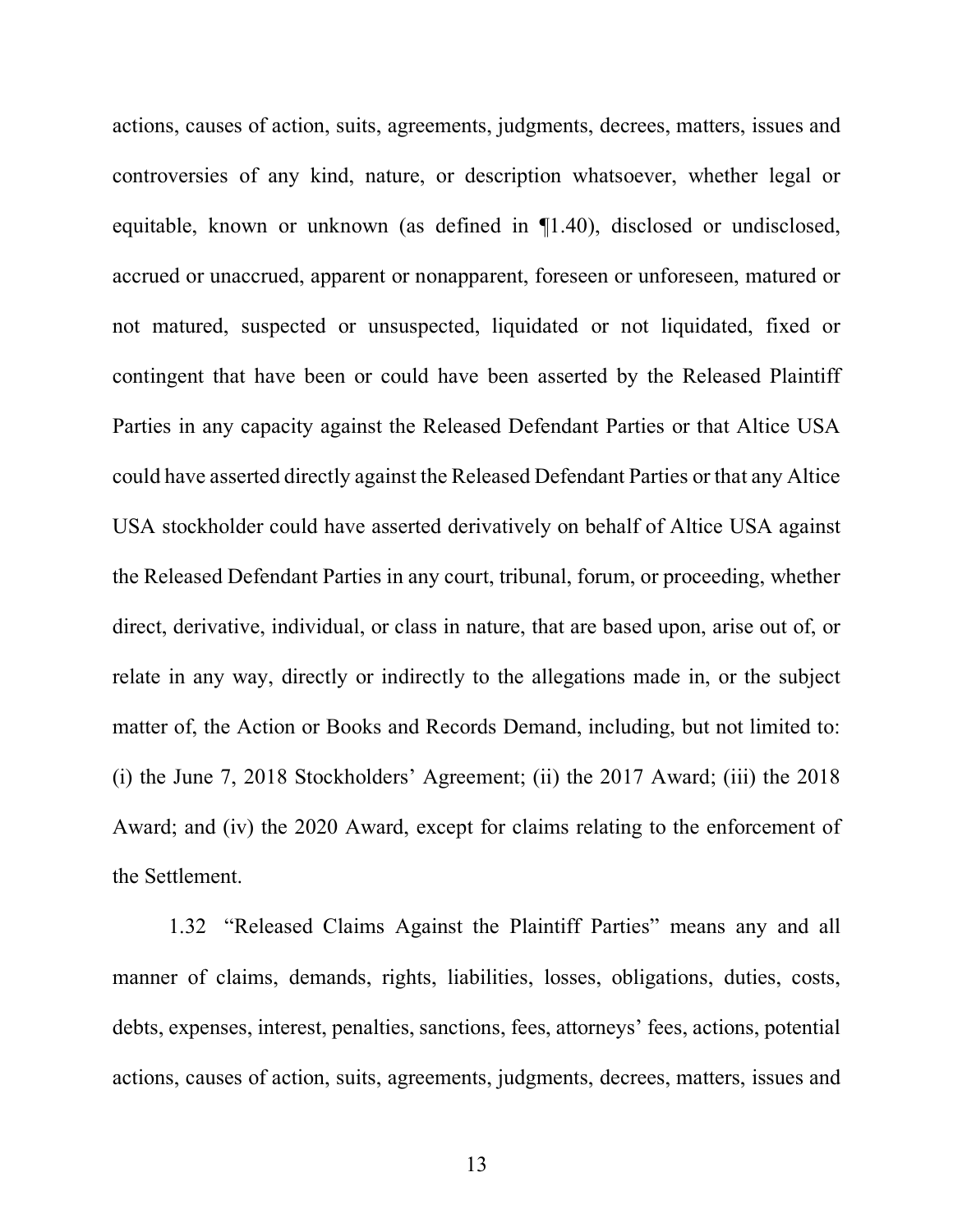actions, causes of action, suits, agreements, judgments, decrees, matters, issues and controversies of any kind, nature, or description whatsoever, whether legal or equitable, known or unknown (as defined in ¶1.40), disclosed or undisclosed, accrued or unaccrued, apparent or nonapparent, foreseen or unforeseen, matured or not matured, suspected or unsuspected, liquidated or not liquidated, fixed or contingent that have been or could have been asserted by the Released Plaintiff Parties in any capacity against the Released Defendant Parties or that Altice USA could have asserted directly against the Released Defendant Parties or that any Altice USA stockholder could have asserted derivatively on behalf of Altice USA against the Released Defendant Parties in any court, tribunal, forum, or proceeding, whether direct, derivative, individual, or class in nature, that are based upon, arise out of, or relate in any way, directly or indirectly to the allegations made in, or the subject matter of, the Action or Books and Records Demand, including, but not limited to: (i) the June 7, 2018 Stockholders' Agreement; (ii) the 2017 Award; (iii) the 2018 Award; and (iv) the 2020 Award, except for claims relating to the enforcement of the Settlement.

1.32 "Released Claims Against the Plaintiff Parties" means any and all manner of claims, demands, rights, liabilities, losses, obligations, duties, costs, debts, expenses, interest, penalties, sanctions, fees, attorneys' fees, actions, potential actions, causes of action, suits, agreements, judgments, decrees, matters, issues and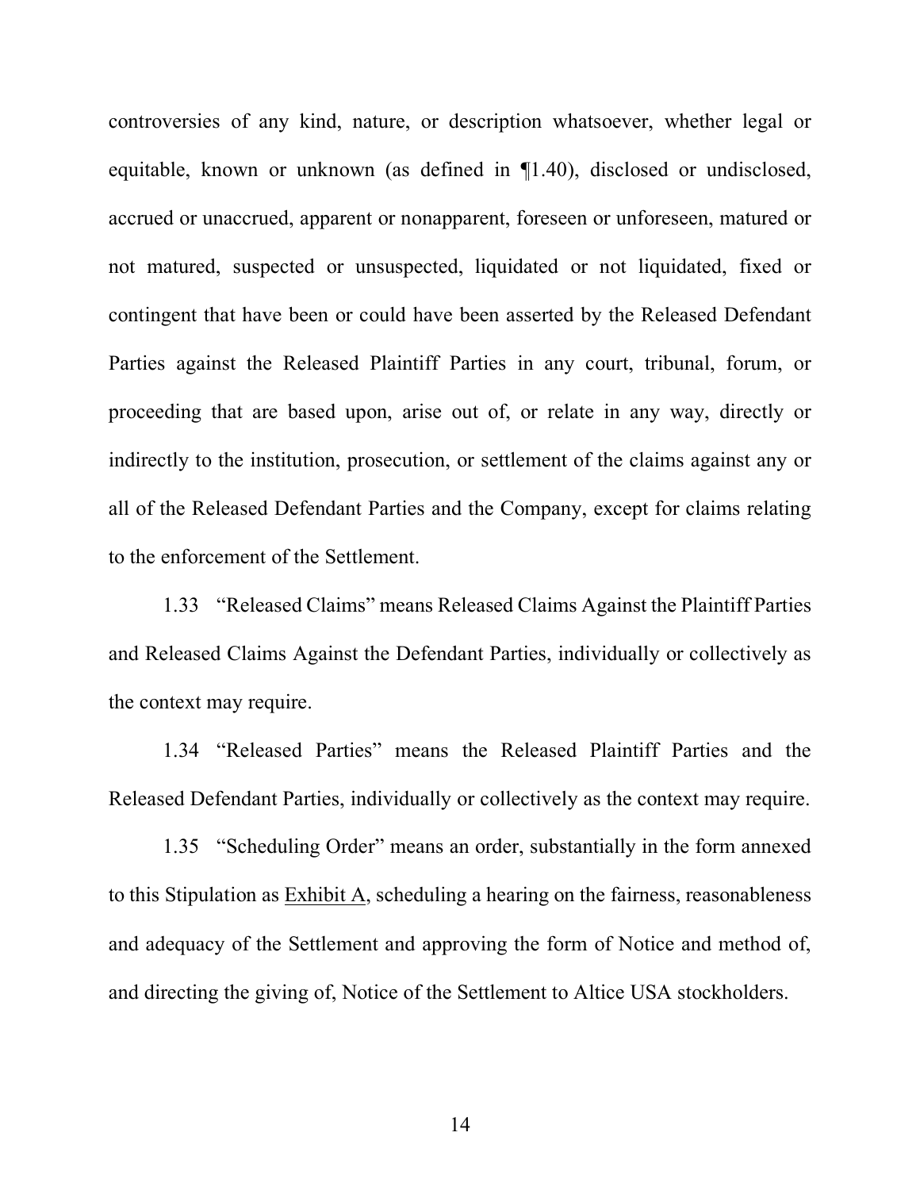controversies of any kind, nature, or description whatsoever, whether legal or equitable, known or unknown (as defined in ¶1.40), disclosed or undisclosed, accrued or unaccrued, apparent or nonapparent, foreseen or unforeseen, matured or not matured, suspected or unsuspected, liquidated or not liquidated, fixed or contingent that have been or could have been asserted by the Released Defendant Parties against the Released Plaintiff Parties in any court, tribunal, forum, or proceeding that are based upon, arise out of, or relate in any way, directly or indirectly to the institution, prosecution, or settlement of the claims against any or all of the Released Defendant Parties and the Company, except for claims relating to the enforcement of the Settlement.

1.33 "Released Claims" means Released Claims Against the Plaintiff Parties and Released Claims Against the Defendant Parties, individually or collectively as the context may require.

1.34 "Released Parties" means the Released Plaintiff Parties and the Released Defendant Parties, individually or collectively as the context may require.

1.35 "Scheduling Order" means an order, substantially in the form annexed to this Stipulation as Exhibit A, scheduling a hearing on the fairness, reasonableness and adequacy of the Settlement and approving the form of Notice and method of, and directing the giving of, Notice of the Settlement to Altice USA stockholders.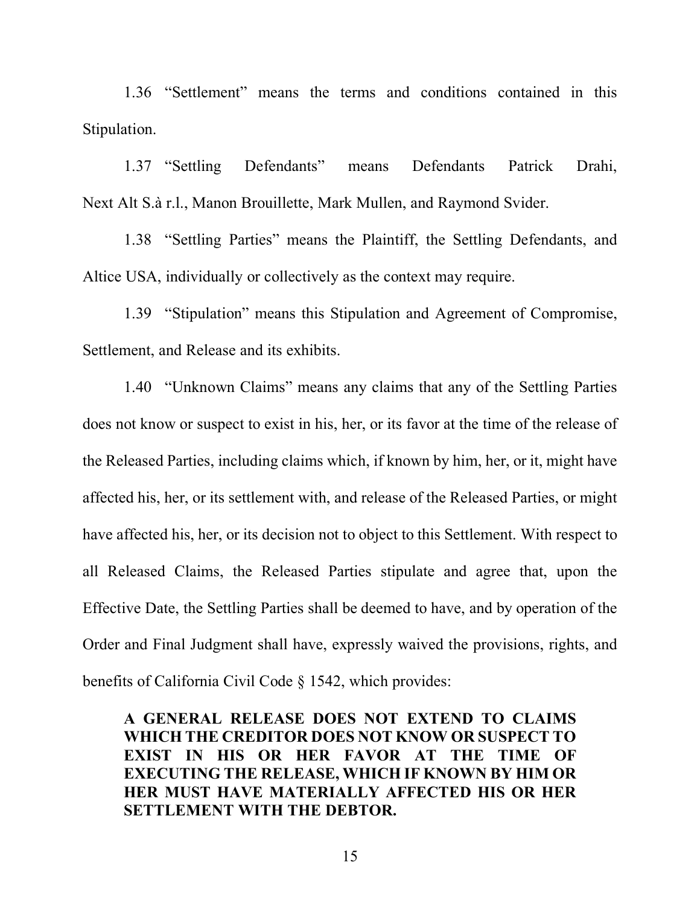1.36 "Settlement" means the terms and conditions contained in this Stipulation.

1.37 "Settling Defendants" means Defendants Patrick Drahi, Next Alt S.à r.l., Manon Brouillette, Mark Mullen, and Raymond Svider.

1.38 "Settling Parties" means the Plaintiff, the Settling Defendants, and Altice USA, individually or collectively as the context may require.

1.39 "Stipulation" means this Stipulation and Agreement of Compromise, Settlement, and Release and its exhibits.

1.40 "Unknown Claims" means any claims that any of the Settling Parties does not know or suspect to exist in his, her, or its favor at the time of the release of the Released Parties, including claims which, if known by him, her, or it, might have affected his, her, or its settlement with, and release of the Released Parties, or might have affected his, her, or its decision not to object to this Settlement. With respect to all Released Claims, the Released Parties stipulate and agree that, upon the Effective Date, the Settling Parties shall be deemed to have, and by operation of the Order and Final Judgment shall have, expressly waived the provisions, rights, and benefits of California Civil Code § 1542, which provides:

> **A GENERAL RELEASE DOES NOT EXTEND TO CLAIMS WHICH THE CREDITOR DOES NOT KNOW OR SUSPECT TO EXIST IN HIS OR HER FAVOR AT THE TIME OF EXECUTING THE RELEASE, WHICH IF KNOWN BY HIM OR HER MUST HAVE MATERIALLY AFFECTED HIS OR HER SETTLEMENT WITH THE DEBTOR.**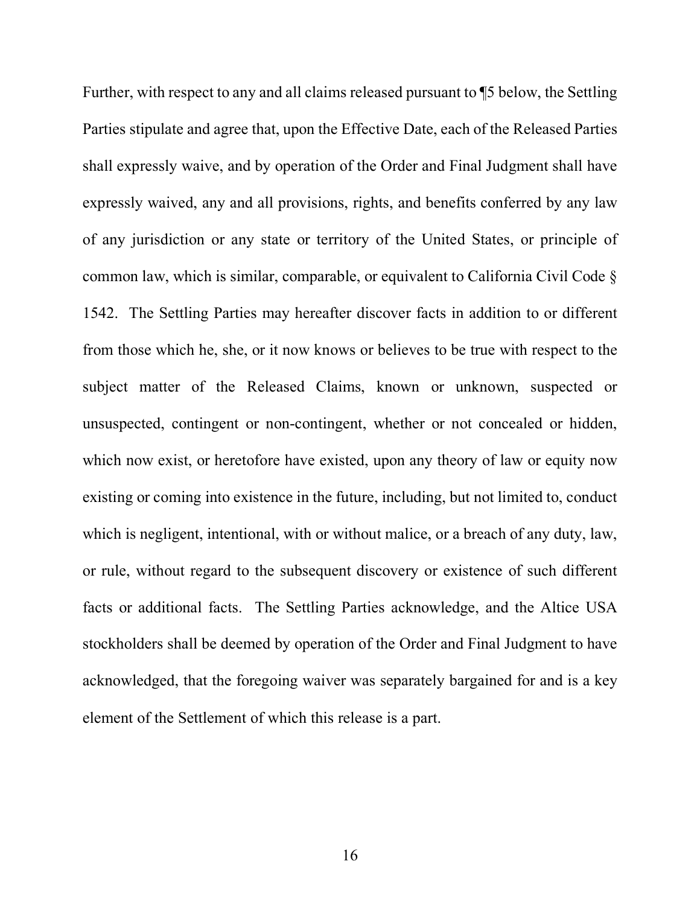Further, with respect to any and all claims released pursuant to ¶5 below, the Settling Parties stipulate and agree that, upon the Effective Date, each of the Released Parties shall expressly waive, and by operation of the Order and Final Judgment shall have expressly waived, any and all provisions, rights, and benefits conferred by any law of any jurisdiction or any state or territory of the United States, or principle of common law, which is similar, comparable, or equivalent to California Civil Code § 1542. The Settling Parties may hereafter discover facts in addition to or different from those which he, she, or it now knows or believes to be true with respect to the subject matter of the Released Claims, known or unknown, suspected or unsuspected, contingent or non-contingent, whether or not concealed or hidden, which now exist, or heretofore have existed, upon any theory of law or equity now existing or coming into existence in the future, including, but not limited to, conduct which is negligent, intentional, with or without malice, or a breach of any duty, law, or rule, without regard to the subsequent discovery or existence of such different facts or additional facts. The Settling Parties acknowledge, and the Altice USA stockholders shall be deemed by operation of the Order and Final Judgment to have acknowledged, that the foregoing waiver was separately bargained for and is a key element of the Settlement of which this release is a part.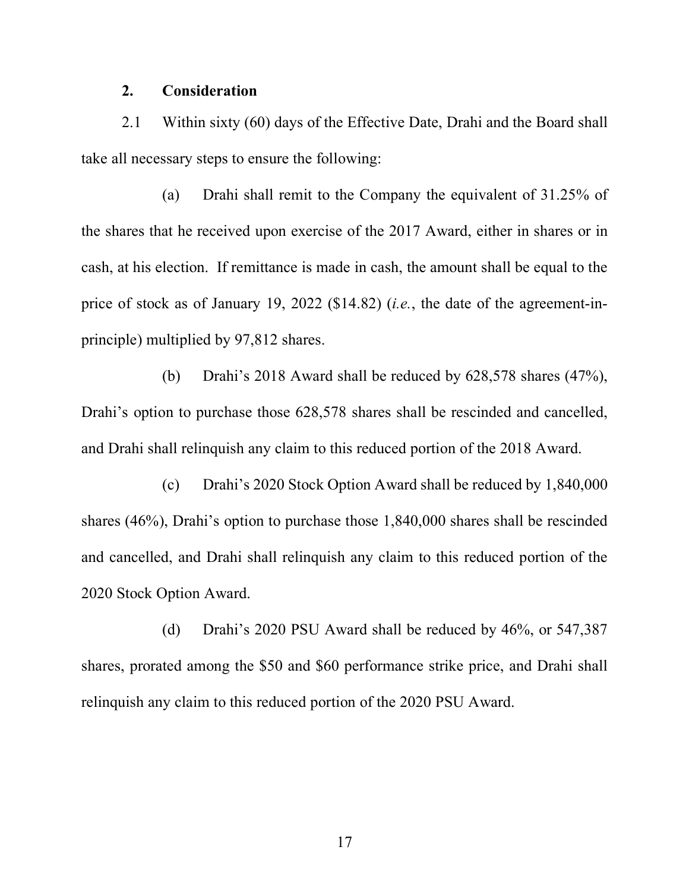## 2. Consideration

2.1 Within sixty (60) days of the Effective Date, Drahi and the Board shall take all necessary steps to ensure the following:

(a) Drahi shall remit to the Company the equivalent of 31.25% of the shares that he received upon exercise of the 2017 Award, either in shares or in cash, at his election. If remittance is made in cash, the amount shall be equal to the price of stock as of January 19, 2022 ($14.82) (*i.e.*, the date of the agreement-in-principle) multiplied by 97,812 shares.

(b) Drahi's 2018 Award shall be reduced by 628,578 shares (47%), Drahi's option to purchase those 628,578 shares shall be rescinded and cancelled, and Drahi shall relinquish any claim to this reduced portion of the 2018 Award.

(c) Drahi's 2020 Stock Option Award shall be reduced by 1,840,000 shares (46%), Drahi's option to purchase those 1,840,000 shares shall be rescinded and cancelled, and Drahi shall relinquish any claim to this reduced portion of the 2020 Stock Option Award.

(d) Drahi's 2020 PSU Award shall be reduced by 46%, or 547,387 shares, prorated among the $50 and $60 performance strike price, and Drahi shall relinquish any claim to this reduced portion of the 2020 PSU Award.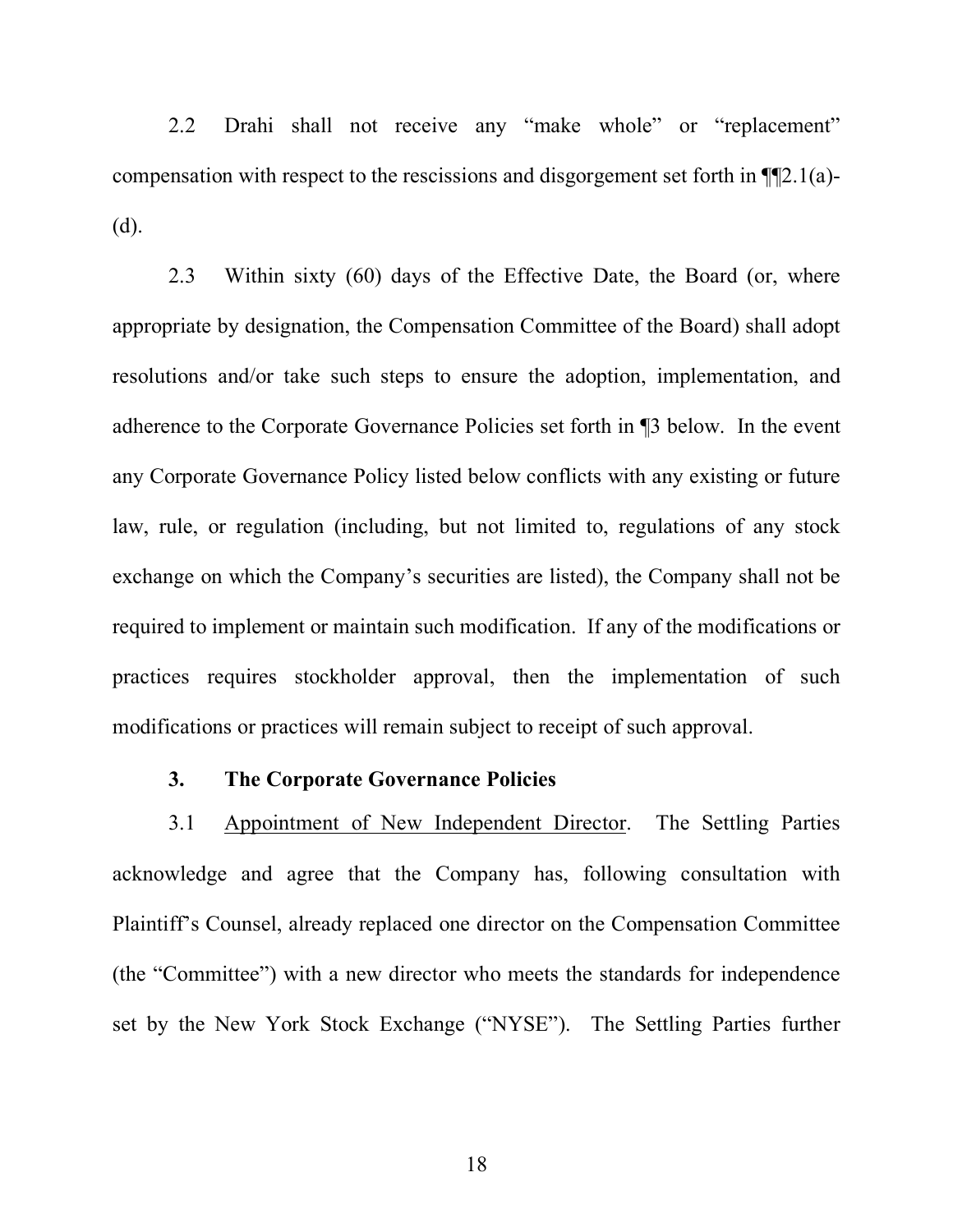2.2 Drahi shall not receive any "make whole" or "replacement" compensation with respect to the rescissions and disgorgement set forth in ¶¶2.1(a)-(d).

2.3 Within sixty (60) days of the Effective Date, the Board (or, where appropriate by designation, the Compensation Committee of the Board) shall adopt resolutions and/or take such steps to ensure the adoption, implementation, and adherence to the Corporate Governance Policies set forth in ¶3 below. In the event any Corporate Governance Policy listed below conflicts with any existing or future law, rule, or regulation (including, but not limited to, regulations of any stock exchange on which the Company's securities are listed), the Company shall not be required to implement or maintain such modification. If any of the modifications or practices requires stockholder approval, then the implementation of such modifications or practices will remain subject to receipt of such approval.

### 3. The Corporate Governance Policies

3.1 Appointment of New Independent Director. The Settling Parties acknowledge and agree that the Company has, following consultation with Plaintiff's Counsel, already replaced one director on the Compensation Committee (the "Committee") with a new director who meets the standards for independence set by the New York Stock Exchange ("NYSE"). The Settling Parties further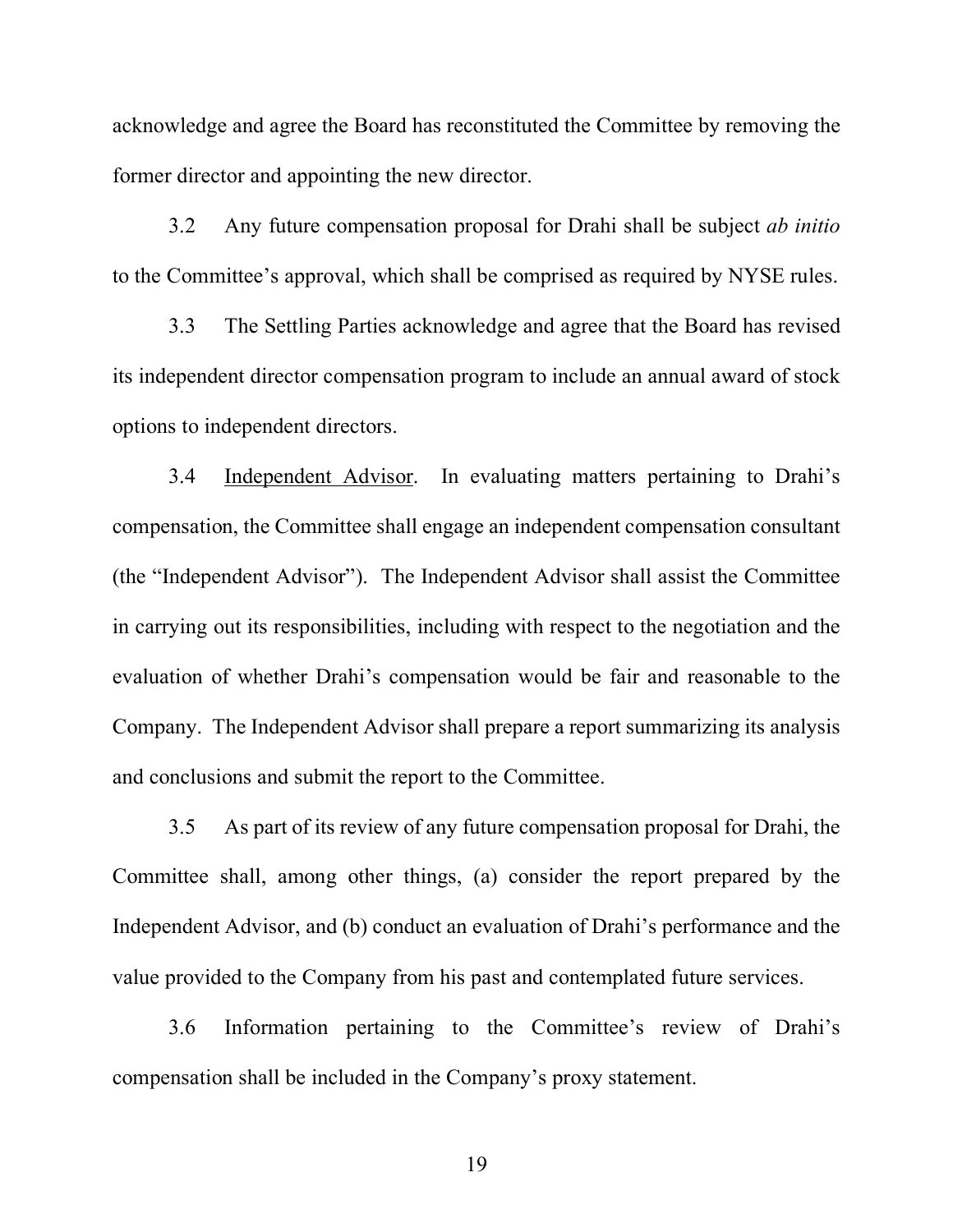acknowledge and agree the Board has reconstituted the Committee by removing the former director and appointing the new director.

3.2 Any future compensation proposal for Drahi shall be subject *ab initio* to the Committee's approval, which shall be comprised as required by NYSE rules.

3.3 The Settling Parties acknowledge and agree that the Board has revised its independent director compensation program to include an annual award of stock options to independent directors.

3.4 <u>Independent Advisor</u>. In evaluating matters pertaining to Drahi's compensation, the Committee shall engage an independent compensation consultant (the "Independent Advisor"). The Independent Advisor shall assist the Committee in carrying out its responsibilities, including with respect to the negotiation and the evaluation of whether Drahi's compensation would be fair and reasonable to the Company. The Independent Advisor shall prepare a report summarizing its analysis and conclusions and submit the report to the Committee.

3.5 As part of its review of any future compensation proposal for Drahi, the Committee shall, among other things, (a) consider the report prepared by the Independent Advisor, and (b) conduct an evaluation of Drahi's performance and the value provided to the Company from his past and contemplated future services.

3.6 Information pertaining to the Committee's review of Drahi's compensation shall be included in the Company's proxy statement.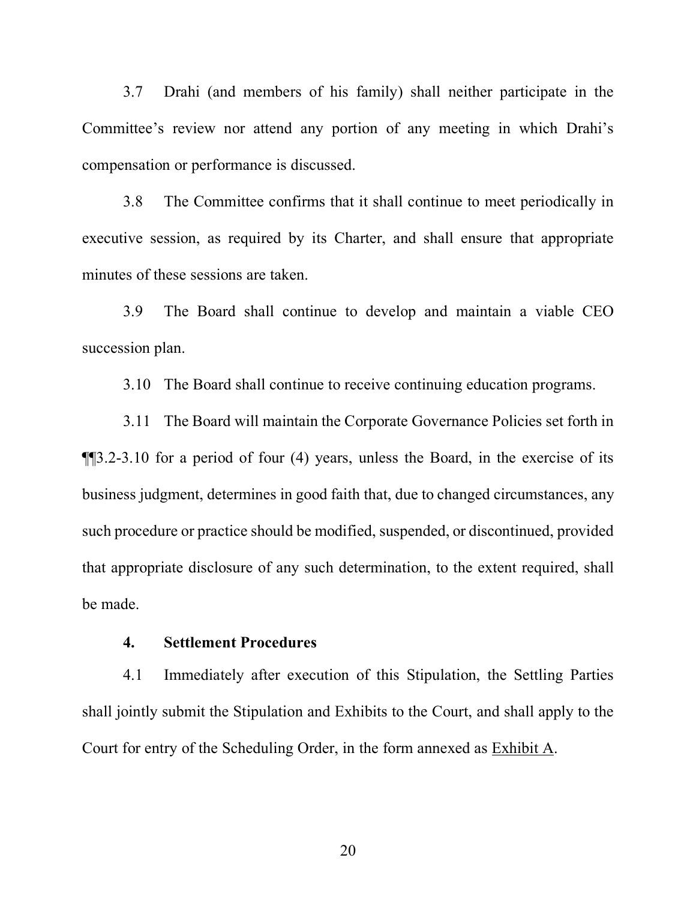3.7 Drahi (and members of his family) shall neither participate in the Committee's review nor attend any portion of any meeting in which Drahi's compensation or performance is discussed.

3.8 The Committee confirms that it shall continue to meet periodically in executive session, as required by its Charter, and shall ensure that appropriate minutes of these sessions are taken.

3.9 The Board shall continue to develop and maintain a viable CEO succession plan.

3.10 The Board shall continue to receive continuing education programs.

3.11 The Board will maintain the Corporate Governance Policies set forth in ¶¶3.2-3.10 for a period of four (4) years, unless the Board, in the exercise of its business judgment, determines in good faith that, due to changed circumstances, any such procedure or practice should be modified, suspended, or discontinued, provided that appropriate disclosure of any such determination, to the extent required, shall be made.

**4. Settlement Procedures**

4.1 Immediately after execution of this Stipulation, the Settling Parties shall jointly submit the Stipulation and Exhibits to the Court, and shall apply to the Court for entry of the Scheduling Order, in the form annexed as Exhibit A.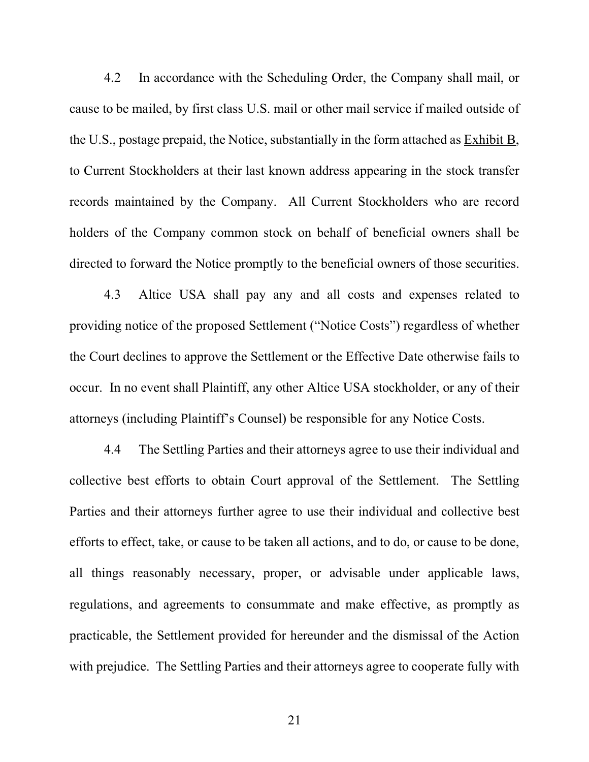4.2 In accordance with the Scheduling Order, the Company shall mail, or cause to be mailed, by first class U.S. mail or other mail service if mailed outside of the U.S., postage prepaid, the Notice, substantially in the form attached as Exhibit B, to Current Stockholders at their last known address appearing in the stock transfer records maintained by the Company. All Current Stockholders who are record holders of the Company common stock on behalf of beneficial owners shall be directed to forward the Notice promptly to the beneficial owners of those securities.

4.3 Altice USA shall pay any and all costs and expenses related to providing notice of the proposed Settlement ("Notice Costs") regardless of whether the Court declines to approve the Settlement or the Effective Date otherwise fails to occur. In no event shall Plaintiff, any other Altice USA stockholder, or any of their attorneys (including Plaintiff's Counsel) be responsible for any Notice Costs.

4.4 The Settling Parties and their attorneys agree to use their individual and collective best efforts to obtain Court approval of the Settlement. The Settling Parties and their attorneys further agree to use their individual and collective best efforts to effect, take, or cause to be taken all actions, and to do, or cause to be done, all things reasonably necessary, proper, or advisable under applicable laws, regulations, and agreements to consummate and make effective, as promptly as practicable, the Settlement provided for hereunder and the dismissal of the Action with prejudice. The Settling Parties and their attorneys agree to cooperate fully with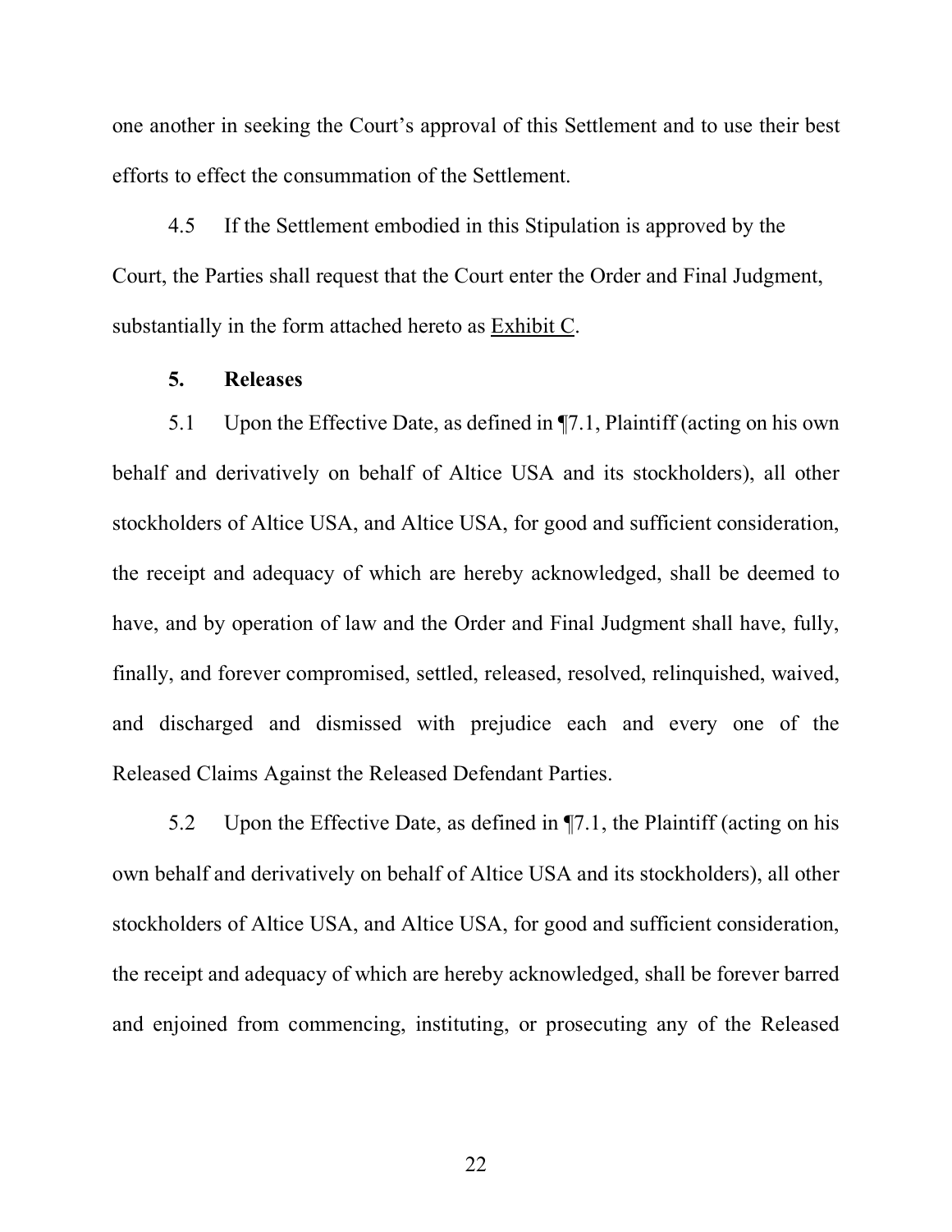one another in seeking the Court's approval of this Settlement and to use their best efforts to effect the consummation of the Settlement.

4.5 If the Settlement embodied in this Stipulation is approved by the Court, the Parties shall request that the Court enter the Order and Final Judgment, substantially in the form attached hereto as Exhibit C.

**5. Releases**

5.1 Upon the Effective Date, as defined in ¶7.1, Plaintiff (acting on his own behalf and derivatively on behalf of Altice USA and its stockholders), all other stockholders of Altice USA, and Altice USA, for good and sufficient consideration, the receipt and adequacy of which are hereby acknowledged, shall be deemed to have, and by operation of law and the Order and Final Judgment shall have, fully, finally, and forever compromised, settled, released, resolved, relinquished, waived, and discharged and dismissed with prejudice each and every one of the Released Claims Against the Released Defendant Parties.

5.2 Upon the Effective Date, as defined in ¶7.1, the Plaintiff (acting on his own behalf and derivatively on behalf of Altice USA and its stockholders), all other stockholders of Altice USA, and Altice USA, for good and sufficient consideration, the receipt and adequacy of which are hereby acknowledged, shall be forever barred and enjoined from commencing, instituting, or prosecuting any of the Released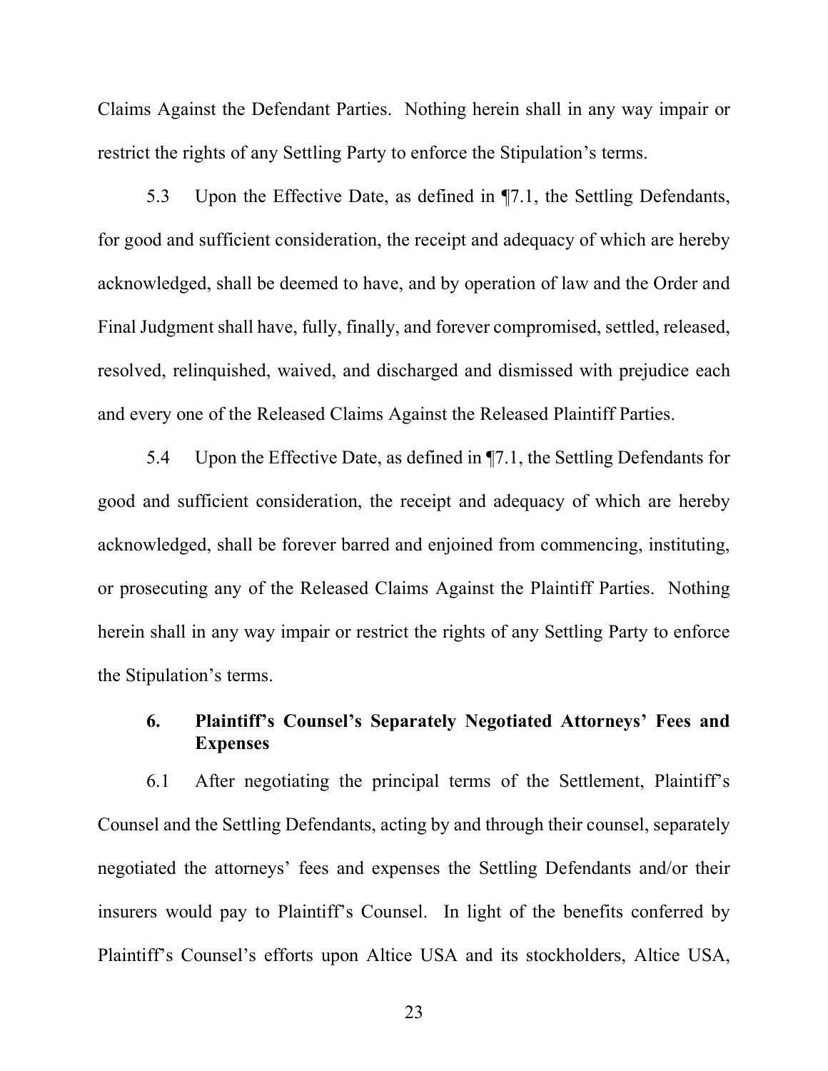Claims Against the Defendant Parties. Nothing herein shall in any way impair or restrict the rights of any Settling Party to enforce the Stipulation's terms.

5.3 Upon the Effective Date, as defined in ¶7.1, the Settling Defendants, for good and sufficient consideration, the receipt and adequacy of which are hereby acknowledged, shall be deemed to have, and by operation of law and the Order and Final Judgment shall have, fully, finally, and forever compromised, settled, released, resolved, relinquished, waived, and discharged and dismissed with prejudice each and every one of the Released Claims Against the Released Plaintiff Parties.

5.4 Upon the Effective Date, as defined in ¶7.1, the Settling Defendants for good and sufficient consideration, the receipt and adequacy of which are hereby acknowledged, shall be forever barred and enjoined from commencing, instituting, or prosecuting any of the Released Claims Against the Plaintiff Parties. Nothing herein shall in any way impair or restrict the rights of any Settling Party to enforce the Stipulation's terms.

## 6. Plaintiff's Counsel's Separately Negotiated Attorneys' Fees and Expenses

6.1 After negotiating the principal terms of the Settlement, Plaintiff's Counsel and the Settling Defendants, acting by and through their counsel, separately negotiated the attorneys' fees and expenses the Settling Defendants and/or their insurers would pay to Plaintiff's Counsel. In light of the benefits conferred by Plaintiff's Counsel's efforts upon Altice USA and its stockholders, Altice USA,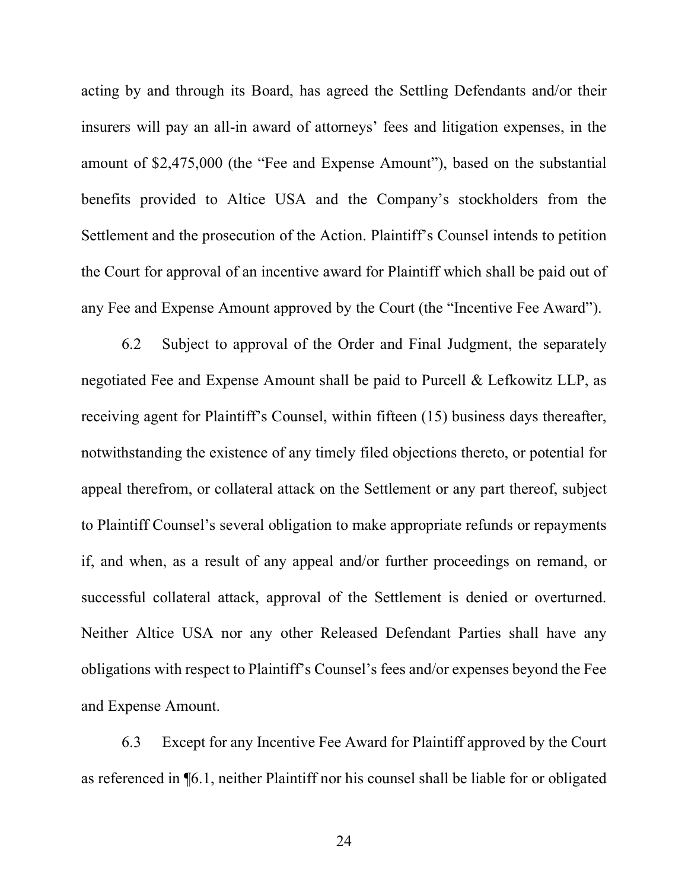acting by and through its Board, has agreed the Settling Defendants and/or their insurers will pay an all-in award of attorneys' fees and litigation expenses, in the amount of $2,475,000 (the "Fee and Expense Amount"), based on the substantial benefits provided to Altice USA and the Company's stockholders from the Settlement and the prosecution of the Action. Plaintiff's Counsel intends to petition the Court for approval of an incentive award for Plaintiff which shall be paid out of any Fee and Expense Amount approved by the Court (the "Incentive Fee Award").

6.2 Subject to approval of the Order and Final Judgment, the separately negotiated Fee and Expense Amount shall be paid to Purcell & Lefkowitz LLP, as receiving agent for Plaintiff's Counsel, within fifteen (15) business days thereafter, notwithstanding the existence of any timely filed objections thereto, or potential for appeal therefrom, or collateral attack on the Settlement or any part thereof, subject to Plaintiff Counsel's several obligation to make appropriate refunds or repayments if, and when, as a result of any appeal and/or further proceedings on remand, or successful collateral attack, approval of the Settlement is denied or overturned. Neither Altice USA nor any other Released Defendant Parties shall have any obligations with respect to Plaintiff's Counsel's fees and/or expenses beyond the Fee and Expense Amount.

6.3 Except for any Incentive Fee Award for Plaintiff approved by the Court as referenced in ¶6.1, neither Plaintiff nor his counsel shall be liable for or obligated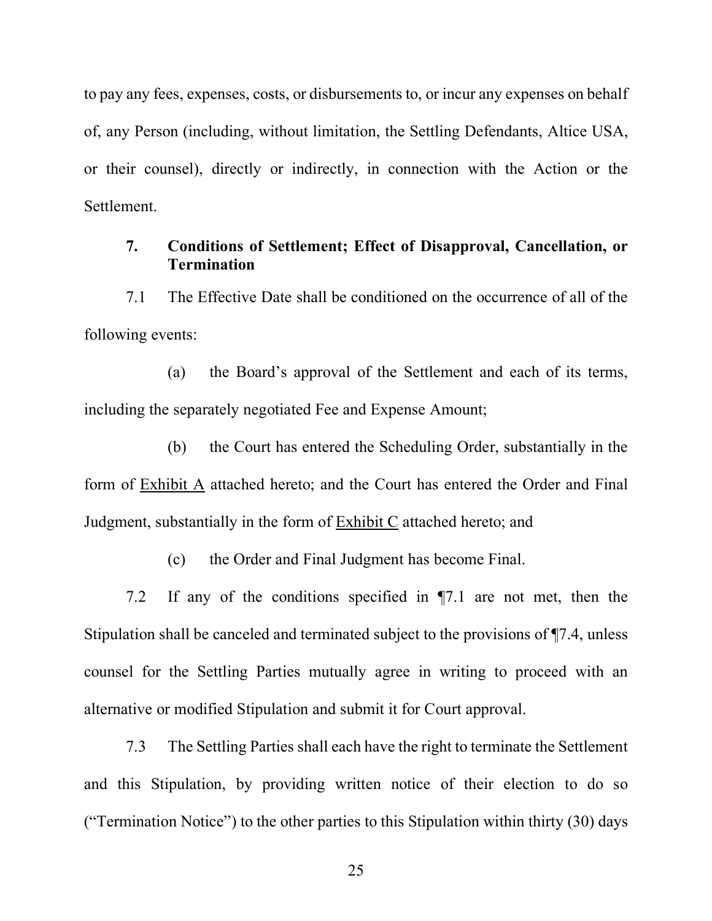to pay any fees, expenses, costs, or disbursements to, or incur any expenses on behalf of, any Person (including, without limitation, the Settling Defendants, Altice USA, or their counsel), directly or indirectly, in connection with the Action or the Settlement.

## 7. Conditions of Settlement; Effect of Disapproval, Cancellation, or Termination

7.1 The Effective Date shall be conditioned on the occurrence of all of the following events:

(a) the Board's approval of the Settlement and each of its terms, including the separately negotiated Fee and Expense Amount;

(b) the Court has entered the Scheduling Order, substantially in the form of Exhibit A attached hereto; and the Court has entered the Order and Final Judgment, substantially in the form of Exhibit C attached hereto; and

(c) the Order and Final Judgment has become Final.

7.2 If any of the conditions specified in ¶7.1 are not met, then the Stipulation shall be canceled and terminated subject to the provisions of ¶7.4, unless counsel for the Settling Parties mutually agree in writing to proceed with an alternative or modified Stipulation and submit it for Court approval.

7.3 The Settling Parties shall each have the right to terminate the Settlement and this Stipulation, by providing written notice of their election to do so ("Termination Notice") to the other parties to this Stipulation within thirty (30) days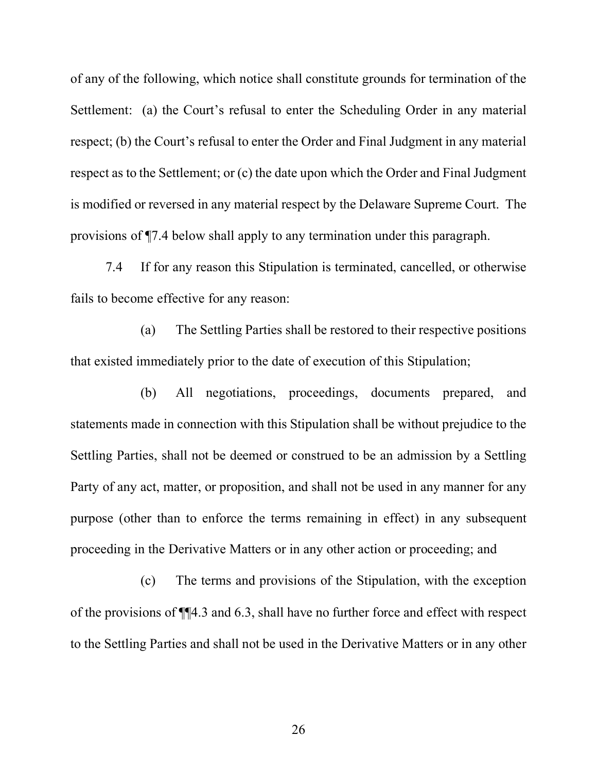of any of the following, which notice shall constitute grounds for termination of the Settlement: (a) the Court's refusal to enter the Scheduling Order in any material respect; (b) the Court's refusal to enter the Order and Final Judgment in any material respect as to the Settlement; or (c) the date upon which the Order and Final Judgment is modified or reversed in any material respect by the Delaware Supreme Court. The provisions of ¶7.4 below shall apply to any termination under this paragraph.

7.4 If for any reason this Stipulation is terminated, cancelled, or otherwise fails to become effective for any reason:

(a) The Settling Parties shall be restored to their respective positions that existed immediately prior to the date of execution of this Stipulation;

(b) All negotiations, proceedings, documents prepared, and statements made in connection with this Stipulation shall be without prejudice to the Settling Parties, shall not be deemed or construed to be an admission by a Settling Party of any act, matter, or proposition, and shall not be used in any manner for any purpose (other than to enforce the terms remaining in effect) in any subsequent proceeding in the Derivative Matters or in any other action or proceeding; and

(c) The terms and provisions of the Stipulation, with the exception of the provisions of ¶¶4.3 and 6.3, shall have no further force and effect with respect to the Settling Parties and shall not be used in the Derivative Matters or in any other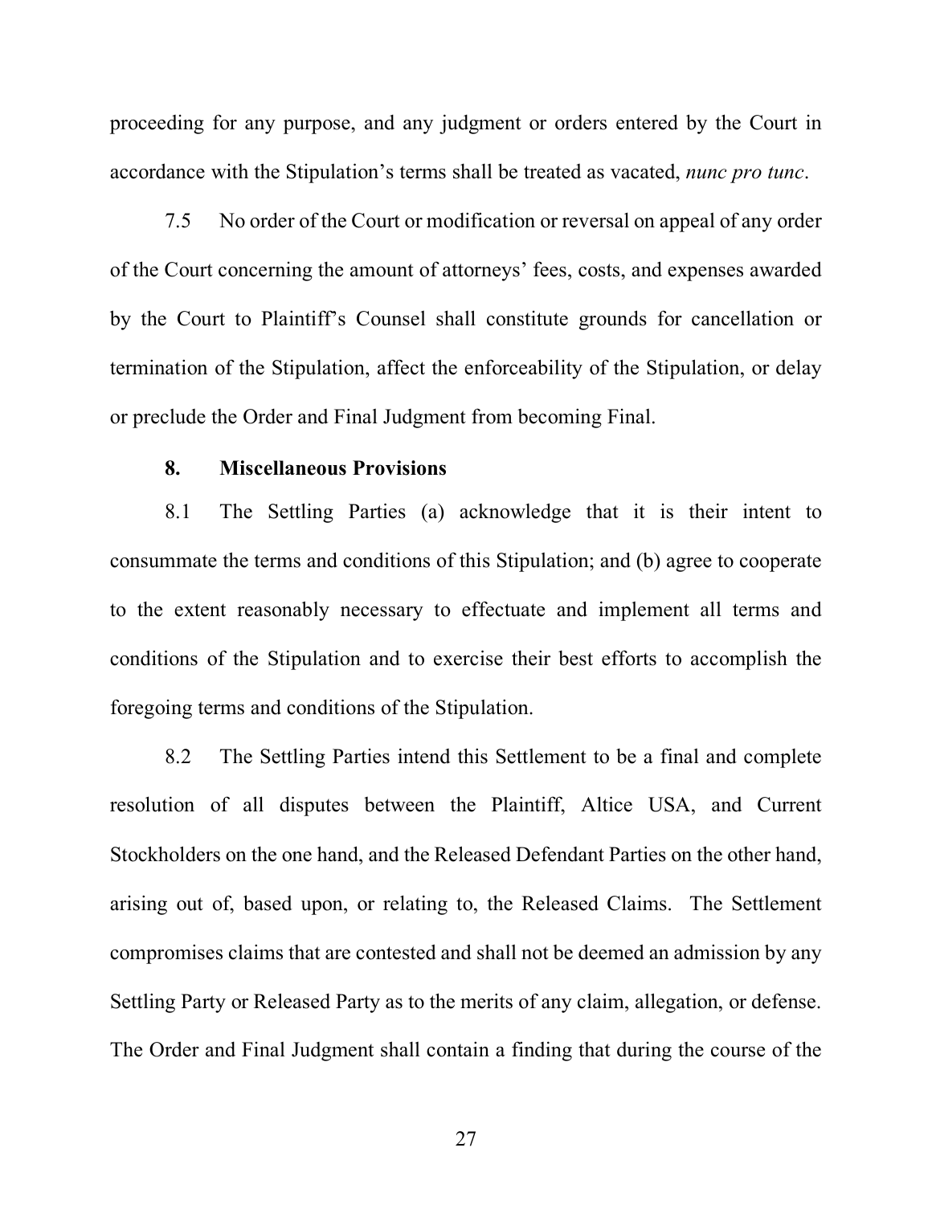proceeding for any purpose, and any judgment or orders entered by the Court in accordance with the Stipulation's terms shall be treated as vacated, *nunc pro tunc*.

7.5 No order of the Court or modification or reversal on appeal of any order of the Court concerning the amount of attorneys' fees, costs, and expenses awarded by the Court to Plaintiff's Counsel shall constitute grounds for cancellation or termination of the Stipulation, affect the enforceability of the Stipulation, or delay or preclude the Order and Final Judgment from becoming Final.

## 8. Miscellaneous Provisions

8.1 The Settling Parties (a) acknowledge that it is their intent to consummate the terms and conditions of this Stipulation; and (b) agree to cooperate to the extent reasonably necessary to effectuate and implement all terms and conditions of the Stipulation and to exercise their best efforts to accomplish the foregoing terms and conditions of the Stipulation.

8.2 The Settling Parties intend this Settlement to be a final and complete resolution of all disputes between the Plaintiff, Altice USA, and Current Stockholders on the one hand, and the Released Defendant Parties on the other hand, arising out of, based upon, or relating to, the Released Claims. The Settlement compromises claims that are contested and shall not be deemed an admission by any Settling Party or Released Party as to the merits of any claim, allegation, or defense. The Order and Final Judgment shall contain a finding that during the course of the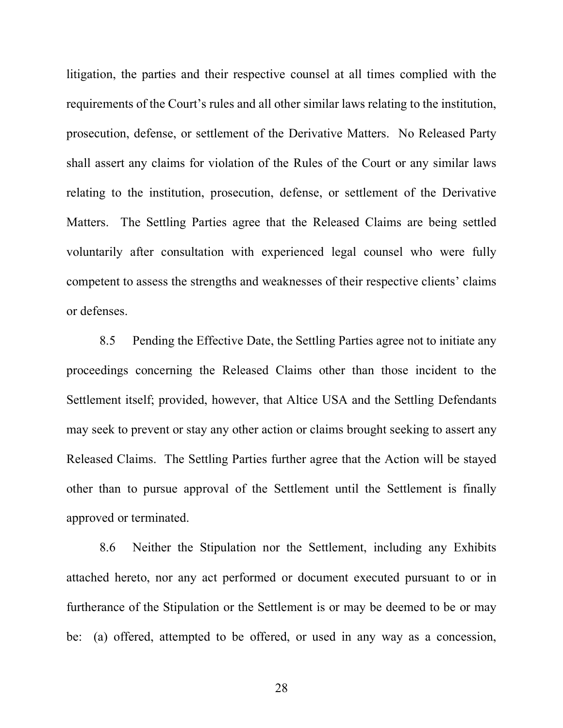litigation, the parties and their respective counsel at all times complied with the requirements of the Court's rules and all other similar laws relating to the institution, prosecution, defense, or settlement of the Derivative Matters. No Released Party shall assert any claims for violation of the Rules of the Court or any similar laws relating to the institution, prosecution, defense, or settlement of the Derivative Matters. The Settling Parties agree that the Released Claims are being settled voluntarily after consultation with experienced legal counsel who were fully competent to assess the strengths and weaknesses of their respective clients' claims or defenses.

8.5 Pending the Effective Date, the Settling Parties agree not to initiate any proceedings concerning the Released Claims other than those incident to the Settlement itself; provided, however, that Altice USA and the Settling Defendants may seek to prevent or stay any other action or claims brought seeking to assert any Released Claims. The Settling Parties further agree that the Action will be stayed other than to pursue approval of the Settlement until the Settlement is finally approved or terminated.

8.6 Neither the Stipulation nor the Settlement, including any Exhibits attached hereto, nor any act performed or document executed pursuant to or in furtherance of the Stipulation or the Settlement is or may be deemed to be or may be: (a) offered, attempted to be offered, or used in any way as a concession,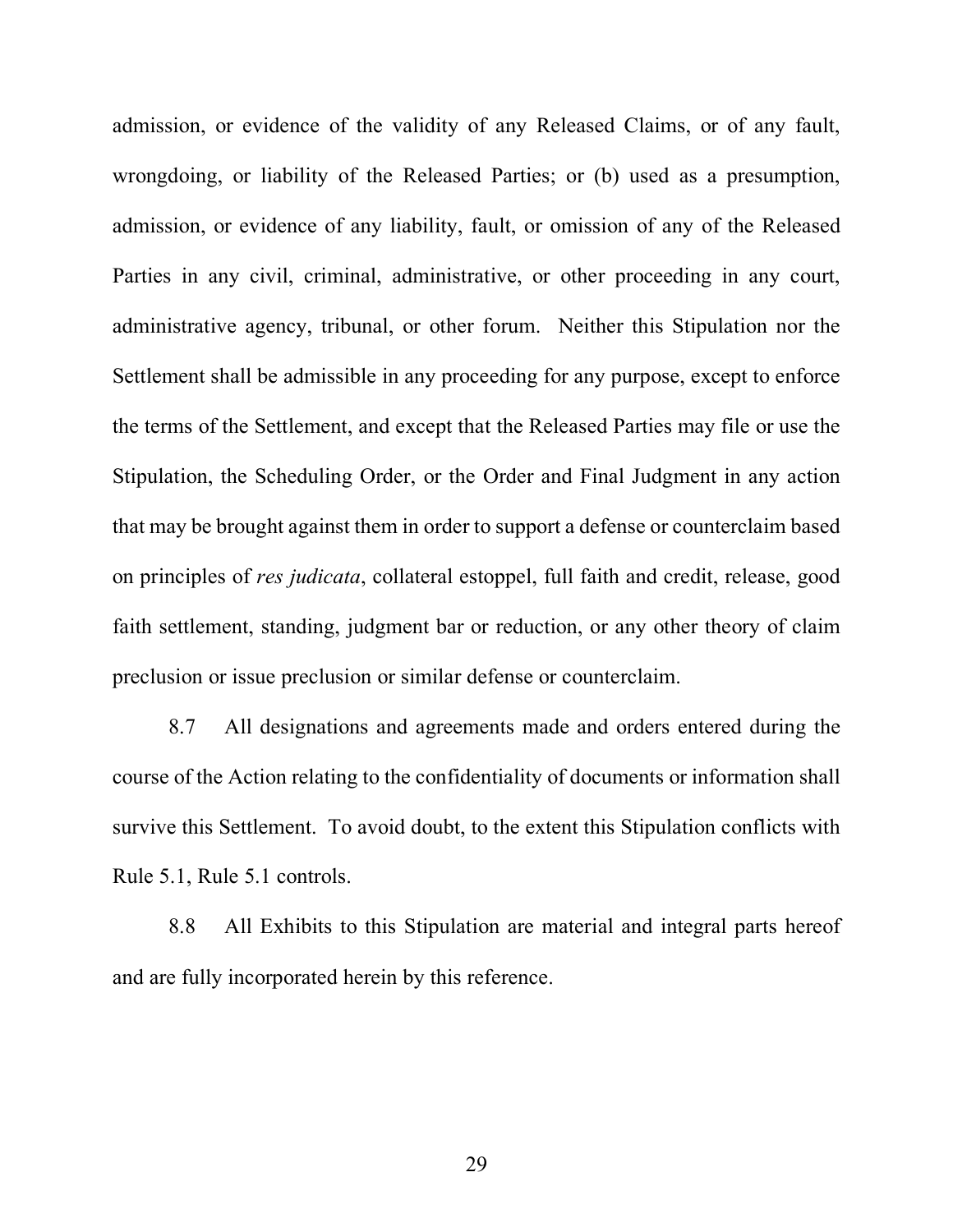admission, or evidence of the validity of any Released Claims, or of any fault, wrongdoing, or liability of the Released Parties; or (b) used as a presumption, admission, or evidence of any liability, fault, or omission of any of the Released Parties in any civil, criminal, administrative, or other proceeding in any court, administrative agency, tribunal, or other forum. Neither this Stipulation nor the Settlement shall be admissible in any proceeding for any purpose, except to enforce the terms of the Settlement, and except that the Released Parties may file or use the Stipulation, the Scheduling Order, or the Order and Final Judgment in any action that may be brought against them in order to support a defense or counterclaim based on principles of *res judicata*, collateral estoppel, full faith and credit, release, good faith settlement, standing, judgment bar or reduction, or any other theory of claim preclusion or issue preclusion or similar defense or counterclaim.

8.7 All designations and agreements made and orders entered during the course of the Action relating to the confidentiality of documents or information shall survive this Settlement. To avoid doubt, to the extent this Stipulation conflicts with Rule 5.1, Rule 5.1 controls.

8.8 All Exhibits to this Stipulation are material and integral parts hereof and are fully incorporated herein by this reference.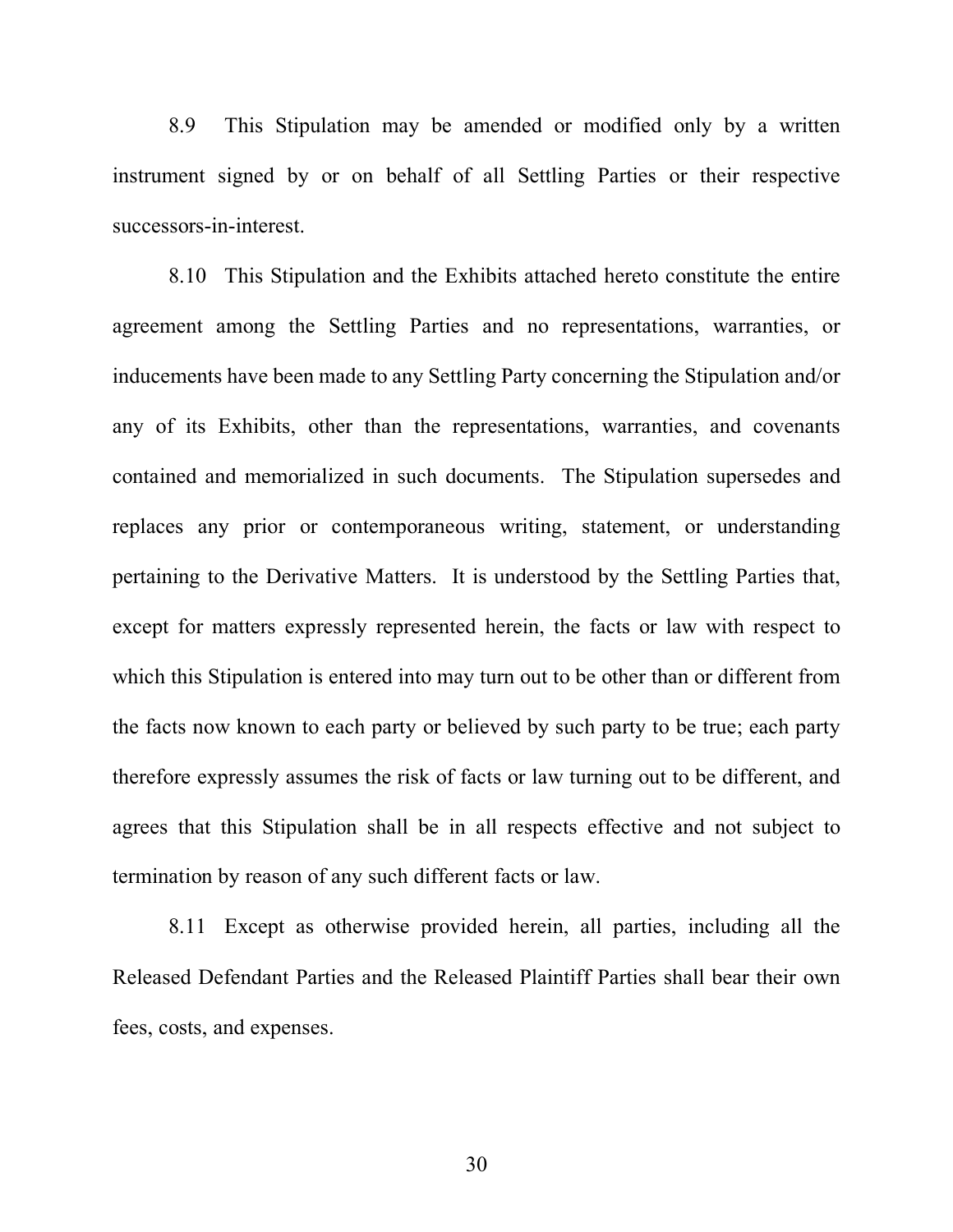8.9 This Stipulation may be amended or modified only by a written instrument signed by or on behalf of all Settling Parties or their respective successors-in-interest.

8.10 This Stipulation and the Exhibits attached hereto constitute the entire agreement among the Settling Parties and no representations, warranties, or inducements have been made to any Settling Party concerning the Stipulation and/or any of its Exhibits, other than the representations, warranties, and covenants contained and memorialized in such documents. The Stipulation supersedes and replaces any prior or contemporaneous writing, statement, or understanding pertaining to the Derivative Matters. It is understood by the Settling Parties that, except for matters expressly represented herein, the facts or law with respect to which this Stipulation is entered into may turn out to be other than or different from the facts now known to each party or believed by such party to be true; each party therefore expressly assumes the risk of facts or law turning out to be different, and agrees that this Stipulation shall be in all respects effective and not subject to termination by reason of any such different facts or law.

8.11 Except as otherwise provided herein, all parties, including all the Released Defendant Parties and the Released Plaintiff Parties shall bear their own fees, costs, and expenses.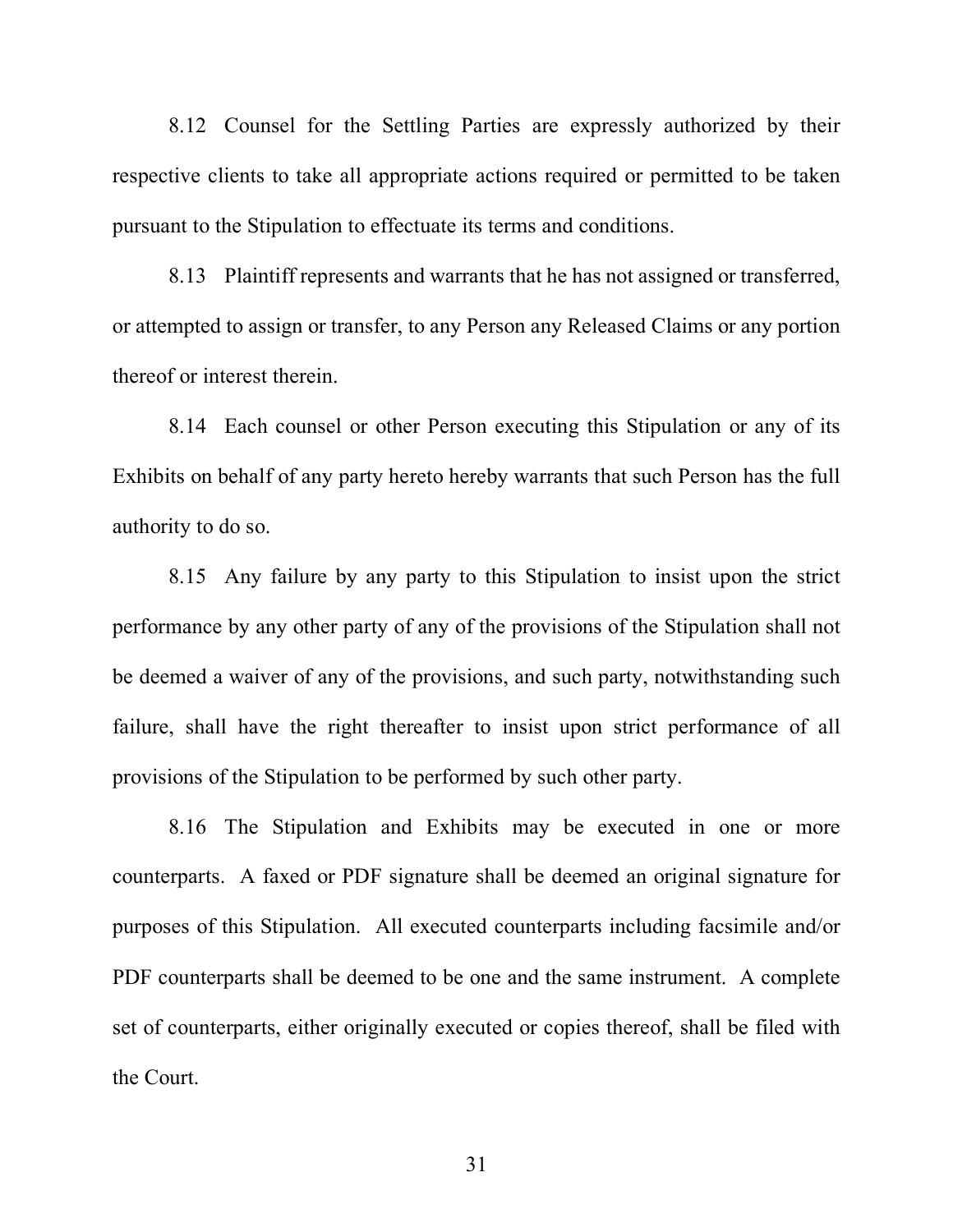8.12 Counsel for the Settling Parties are expressly authorized by their respective clients to take all appropriate actions required or permitted to be taken pursuant to the Stipulation to effectuate its terms and conditions.

8.13 Plaintiff represents and warrants that he has not assigned or transferred, or attempted to assign or transfer, to any Person any Released Claims or any portion thereof or interest therein.

8.14 Each counsel or other Person executing this Stipulation or any of its Exhibits on behalf of any party hereto hereby warrants that such Person has the full authority to do so.

8.15 Any failure by any party to this Stipulation to insist upon the strict performance by any other party of any of the provisions of the Stipulation shall not be deemed a waiver of any of the provisions, and such party, notwithstanding such failure, shall have the right thereafter to insist upon strict performance of all provisions of the Stipulation to be performed by such other party.

8.16 The Stipulation and Exhibits may be executed in one or more counterparts. A faxed or PDF signature shall be deemed an original signature for purposes of this Stipulation. All executed counterparts including facsimile and/or PDF counterparts shall be deemed to be one and the same instrument. A complete set of counterparts, either originally executed or copies thereof, shall be filed with the Court.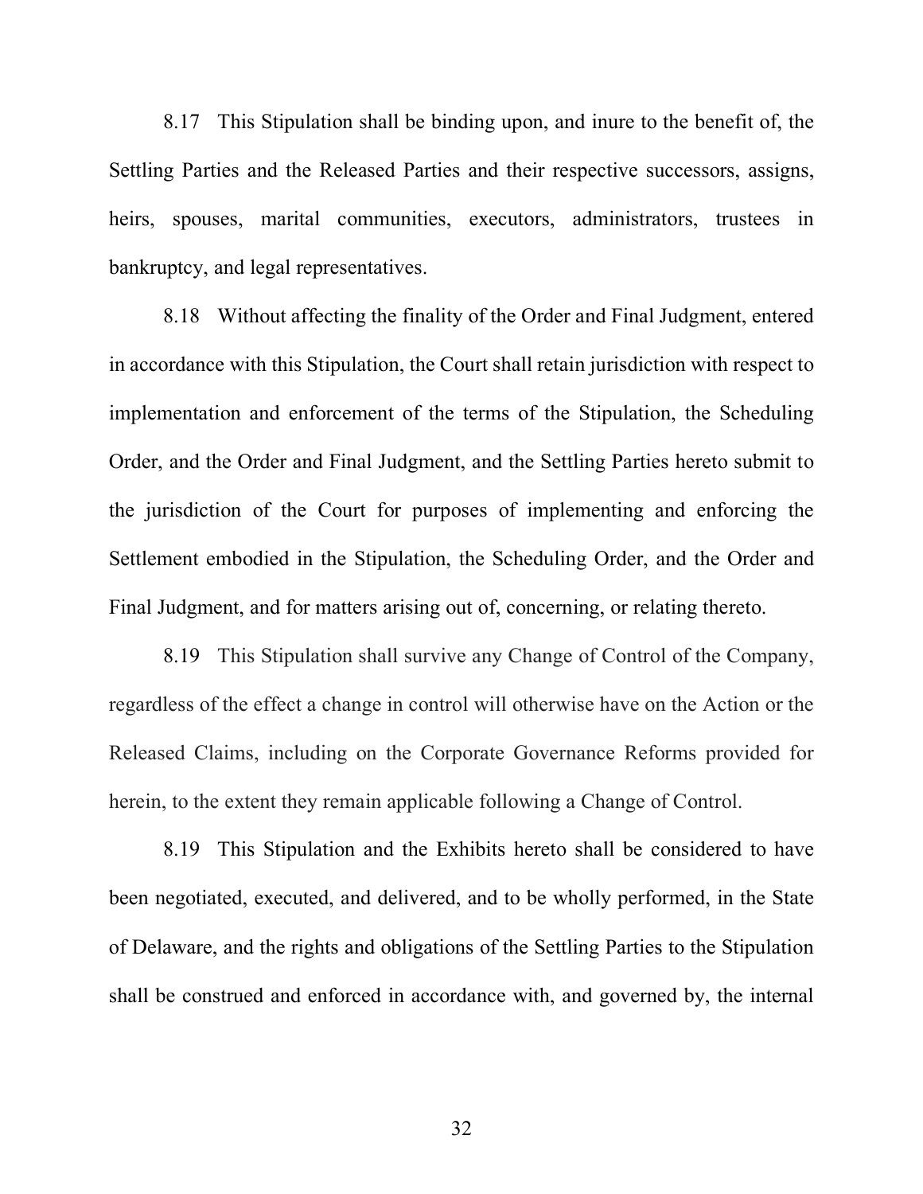8.17 This Stipulation shall be binding upon, and inure to the benefit of, the Settling Parties and the Released Parties and their respective successors, assigns, heirs, spouses, marital communities, executors, administrators, trustees in bankruptcy, and legal representatives.

8.18 Without affecting the finality of the Order and Final Judgment, entered in accordance with this Stipulation, the Court shall retain jurisdiction with respect to implementation and enforcement of the terms of the Stipulation, the Scheduling Order, and the Order and Final Judgment, and the Settling Parties hereto submit to the jurisdiction of the Court for purposes of implementing and enforcing the Settlement embodied in the Stipulation, the Scheduling Order, and the Order and Final Judgment, and for matters arising out of, concerning, or relating thereto.

8.19 This Stipulation shall survive any Change of Control of the Company, regardless of the effect a change in control will otherwise have on the Action or the Released Claims, including on the Corporate Governance Reforms provided for herein, to the extent they remain applicable following a Change of Control.

8.19 This Stipulation and the Exhibits hereto shall be considered to have been negotiated, executed, and delivered, and to be wholly performed, in the State of Delaware, and the rights and obligations of the Settling Parties to the Stipulation shall be construed and enforced in accordance with, and governed by, the internal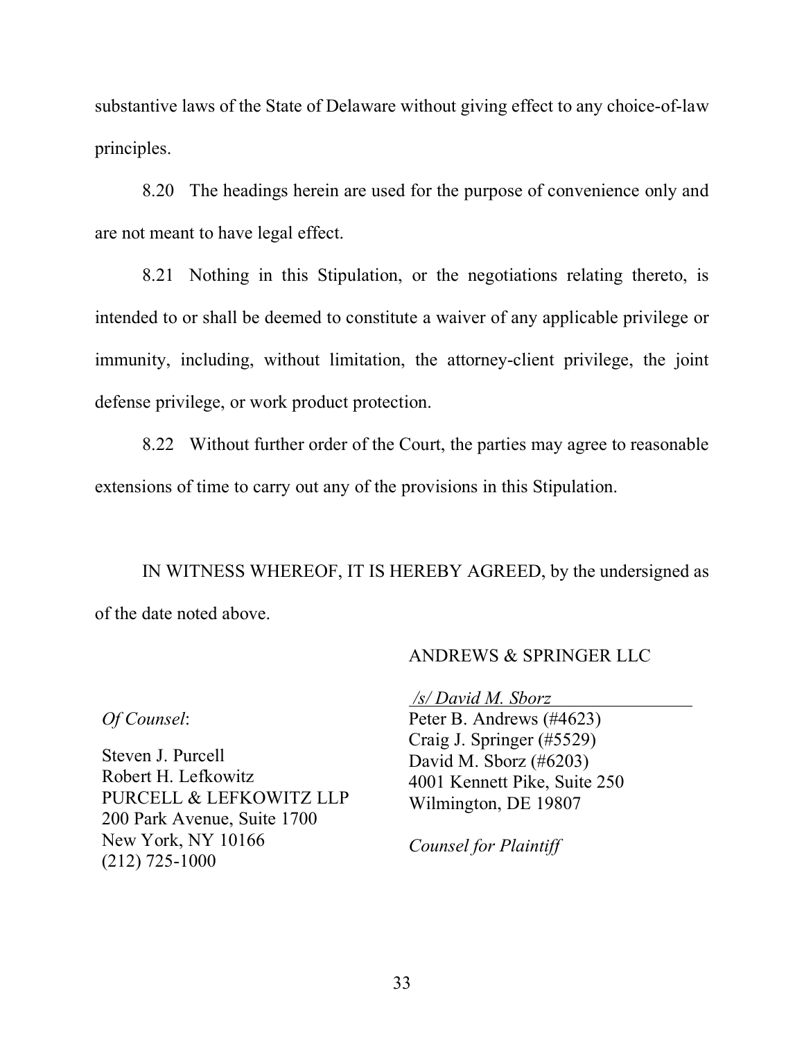substantive laws of the State of Delaware without giving effect to any choice-of-law principles.

8.20 The headings herein are used for the purpose of convenience only and are not meant to have legal effect.

8.21 Nothing in this Stipulation, or the negotiations relating thereto, is intended to or shall be deemed to constitute a waiver of any applicable privilege or immunity, including, without limitation, the attorney-client privilege, the joint defense privilege, or work product protection.

8.22 Without further order of the Court, the parties may agree to reasonable extensions of time to carry out any of the provisions in this Stipulation.

IN WITNESS WHEREOF, IT IS HEREBY AGREED, by the undersigned as of the date noted above.

ANDREWS & SPRINGER LLC

*/s/ David M. Sborz*
Peter B. Andrews (#4623)
Craig J. Springer (#5529)
David M. Sborz (#6203)
4001 Kennett Pike, Suite 250
Wilmington, DE 19807

*Counsel for Plaintiff*

*Of Counsel*:

Steven J. Purcell
Robert H. Lefkowitz
PURCELL & LEFKOWITZ LLP
200 Park Avenue, Suite 1700
New York, NY 10166
(212) 725-1000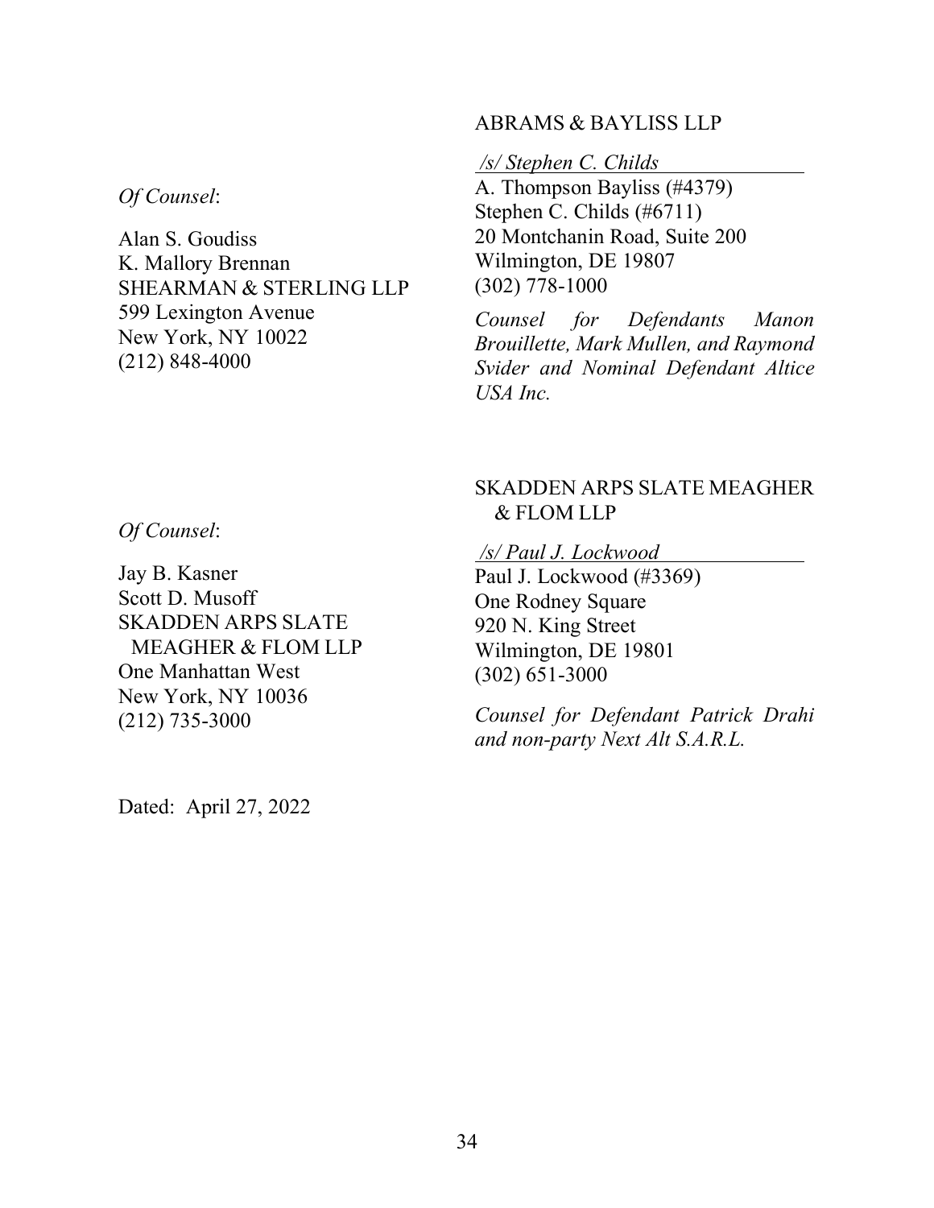ABRAMS & BAYLISS LLP

*Of Counsel*:

Alan S. Goudiss
K. Mallory Brennan
SHEARMAN & STERLING LLP
599 Lexington Avenue
New York, NY 10022
(212) 848-4000

*/s/ Stephen C. Childs*
A. Thompson Bayliss (#4379)
Stephen C. Childs (#6711)
20 Montchanin Road, Suite 200
Wilmington, DE 19807
(302) 778-1000

*Counsel for Defendants Manon Brouillette, Mark Mullen, and Raymond Svider and Nominal Defendant Altice USA Inc.*

SKADDEN ARPS SLATE MEAGHER & FLOM LLP

*Of Counsel*:

Jay B. Kasner
Scott D. Musoff
SKADDEN ARPS SLATE MEAGHER & FLOM LLP
One Manhattan West
New York, NY 10036
(212) 735-3000

*/s/ Paul J. Lockwood*
Paul J. Lockwood (#3369)
One Rodney Square
920 N. King Street
Wilmington, DE 19801
(302) 651-3000

*Counsel for Defendant Patrick Drahi and non-party Next Alt S.A.R.L.*

Dated: April 27, 2022